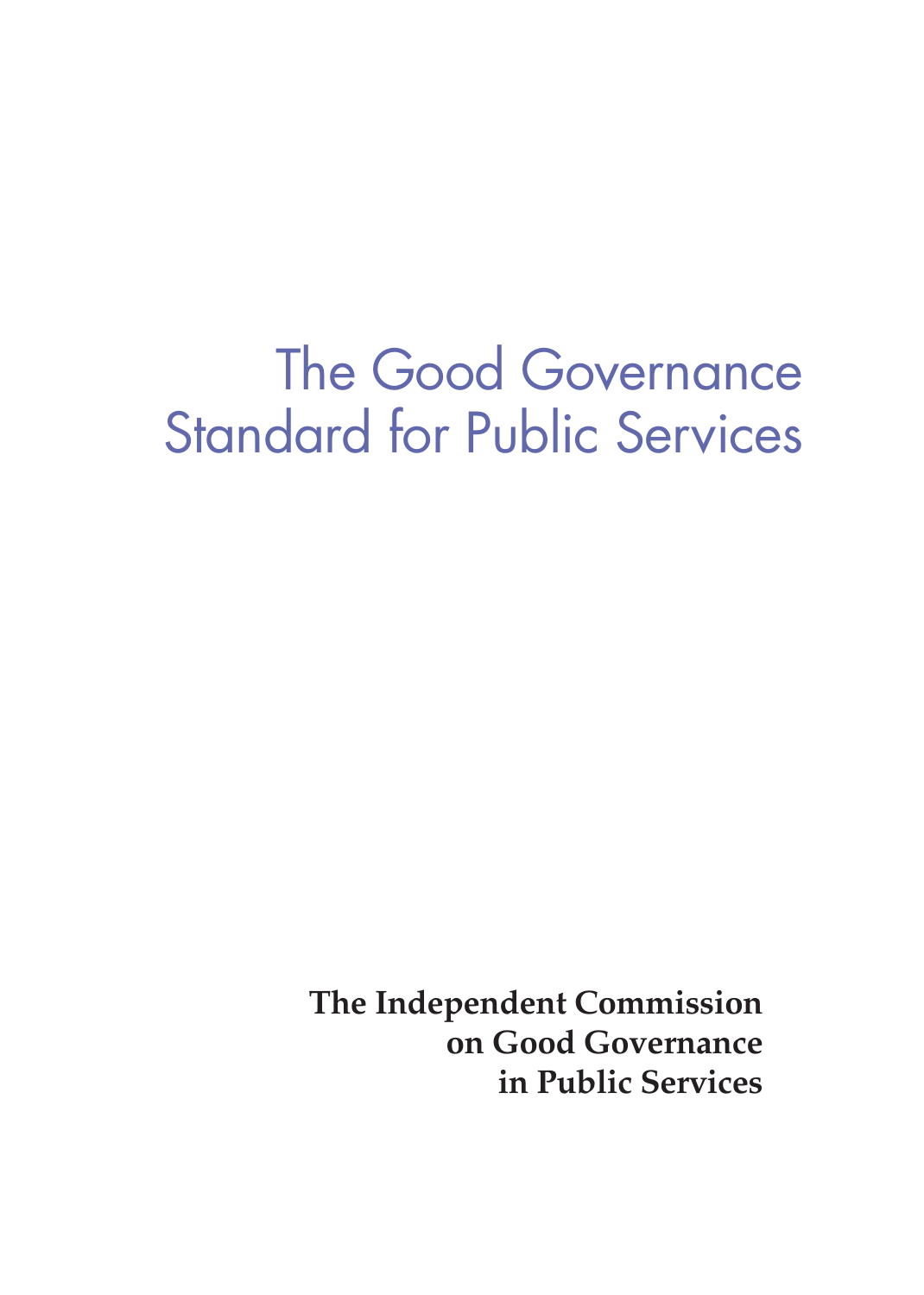# The Good Governance Standard for Public Services

**The Independent Commission on Good Governance in Public Services**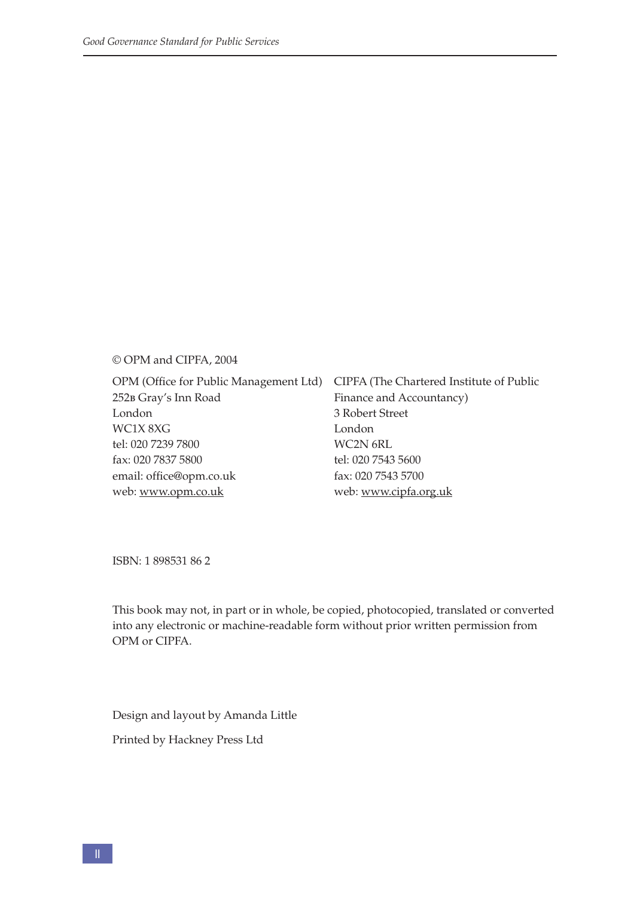© OPM and CIPFA, 2004

OPM (Office for Public Management Ltd)
252B Gray's Inn Road
London
WC1X 8XG
tel: 020 7239 7800
fax: 020 7837 5800
email: office@opm.co.uk
web: www.opm.co.uk

CIPFA (The Chartered Institute of Public Finance and Accountancy)
3 Robert Street
London
WC2N 6RL
tel: 020 7543 5600
fax: 020 7543 5700
web: www.cipfa.org.uk

ISBN: 1 898531 86 2

This book may not, in part or in whole, be copied, photocopied, translated or converted into any electronic or machine-readable form without prior written permission from OPM or CIPFA.

Design and layout by Amanda Little

Printed by Hackney Press Ltd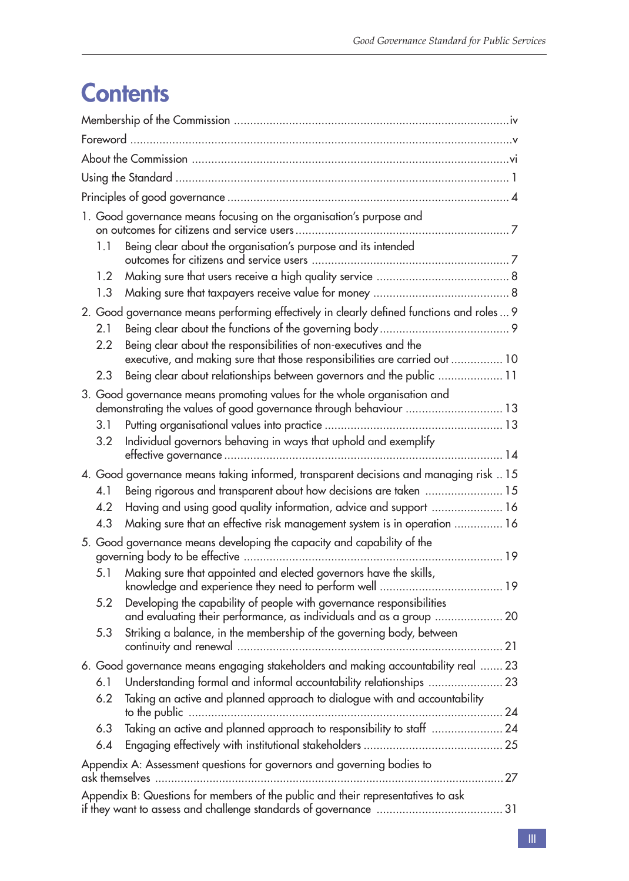# Contents

Membership of the Commission .......... iv

Foreword .......... v

About the Commission .......... vi

Using the Standard .......... 1

Principles of good governance .......... 4

1. Good governance means focusing on the organisation's purpose and on outcomes for citizens and service users .......... 7
   - 1.1 Being clear about the organisation's purpose and its intended outcomes for citizens and service users .......... 7
   - 1.2 Making sure that users receive a high quality service .......... 8
   - 1.3 Making sure that taxpayers receive value for money .......... 8
2. Good governance means performing effectively in clearly defined functions and roles .......... 9
   - 2.1 Being clear about the functions of the governing body .......... 9
   - 2.2 Being clear about the responsibilities of non-executives and the executive, and making sure that those responsibilities are carried out .......... 10
   - 2.3 Being clear about relationships between governors and the public .......... 11
3. Good governance means promoting values for the whole organisation and demonstrating the values of good governance through behaviour .......... 13
   - 3.1 Putting organisational values into practice .......... 13
   - 3.2 Individual governors behaving in ways that uphold and exemplify effective governance .......... 14
4. Good governance means taking informed, transparent decisions and managing risk .......... 15
   - 4.1 Being rigorous and transparent about how decisions are taken .......... 15
   - 4.2 Having and using good quality information, advice and support .......... 16
   - 4.3 Making sure that an effective risk management system is in operation .......... 16
5. Good governance means developing the capacity and capability of the governing body to be effective .......... 19
   - 5.1 Making sure that appointed and elected governors have the skills, knowledge and experience they need to perform well .......... 19
   - 5.2 Developing the capability of people with governance responsibilities and evaluating their performance, as individuals and as a group .......... 20
   - 5.3 Striking a balance, in the membership of the governing body, between continuity and renewal .......... 21
6. Good governance means engaging stakeholders and making accountability real .......... 23
   - 6.1 Understanding formal and informal accountability relationships .......... 23
   - 6.2 Taking an active and planned approach to dialogue with and accountability to the public .......... 24
   - 6.3 Taking an active and planned approach to responsibility to staff .......... 24
   - 6.4 Engaging effectively with institutional stakeholders .......... 25

Appendix A: Assessment questions for governors and governing bodies to ask themselves .......... 27

Appendix B: Questions for members of the public and their representatives to ask if they want to assess and challenge standards of governance .......... 31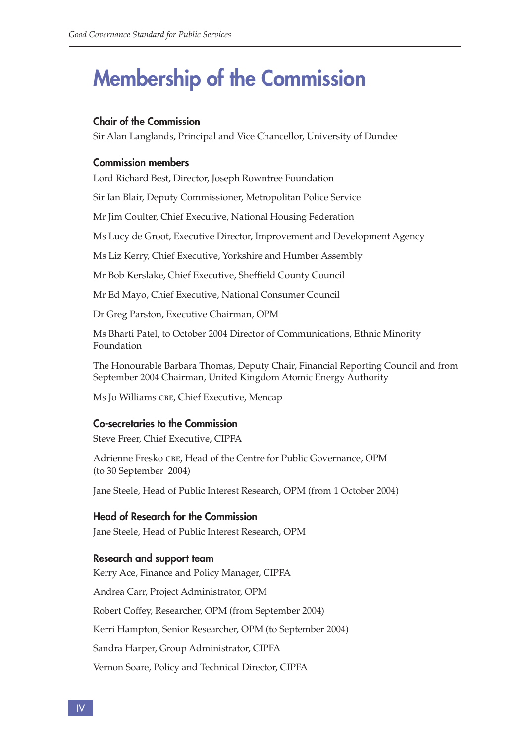# Membership of the Commission

### Chair of the Commission

Sir Alan Langlands, Principal and Vice Chancellor, University of Dundee

### Commission members

Lord Richard Best, Director, Joseph Rowntree Foundation

Sir Ian Blair, Deputy Commissioner, Metropolitan Police Service

Mr Jim Coulter, Chief Executive, National Housing Federation

Ms Lucy de Groot, Executive Director, Improvement and Development Agency

Ms Liz Kerry, Chief Executive, Yorkshire and Humber Assembly

Mr Bob Kerslake, Chief Executive, Sheffield County Council

Mr Ed Mayo, Chief Executive, National Consumer Council

Dr Greg Parston, Executive Chairman, OPM

Ms Bharti Patel, to October 2004 Director of Communications, Ethnic Minority Foundation

The Honourable Barbara Thomas, Deputy Chair, Financial Reporting Council and from September 2004 Chairman, United Kingdom Atomic Energy Authority

Ms Jo Williams CBE, Chief Executive, Mencap

### Co-secretaries to the Commission

Steve Freer, Chief Executive, CIPFA

Adrienne Fresko CBE, Head of the Centre for Public Governance, OPM (to 30 September 2004)

Jane Steele, Head of Public Interest Research, OPM (from 1 October 2004)

### Head of Research for the Commission

Jane Steele, Head of Public Interest Research, OPM

### Research and support team

Kerry Ace, Finance and Policy Manager, CIPFA

Andrea Carr, Project Administrator, OPM

Robert Coffey, Researcher, OPM (from September 2004)

Kerri Hampton, Senior Researcher, OPM (to September 2004)

Sandra Harper, Group Administrator, CIPFA

Vernon Soare, Policy and Technical Director, CIPFA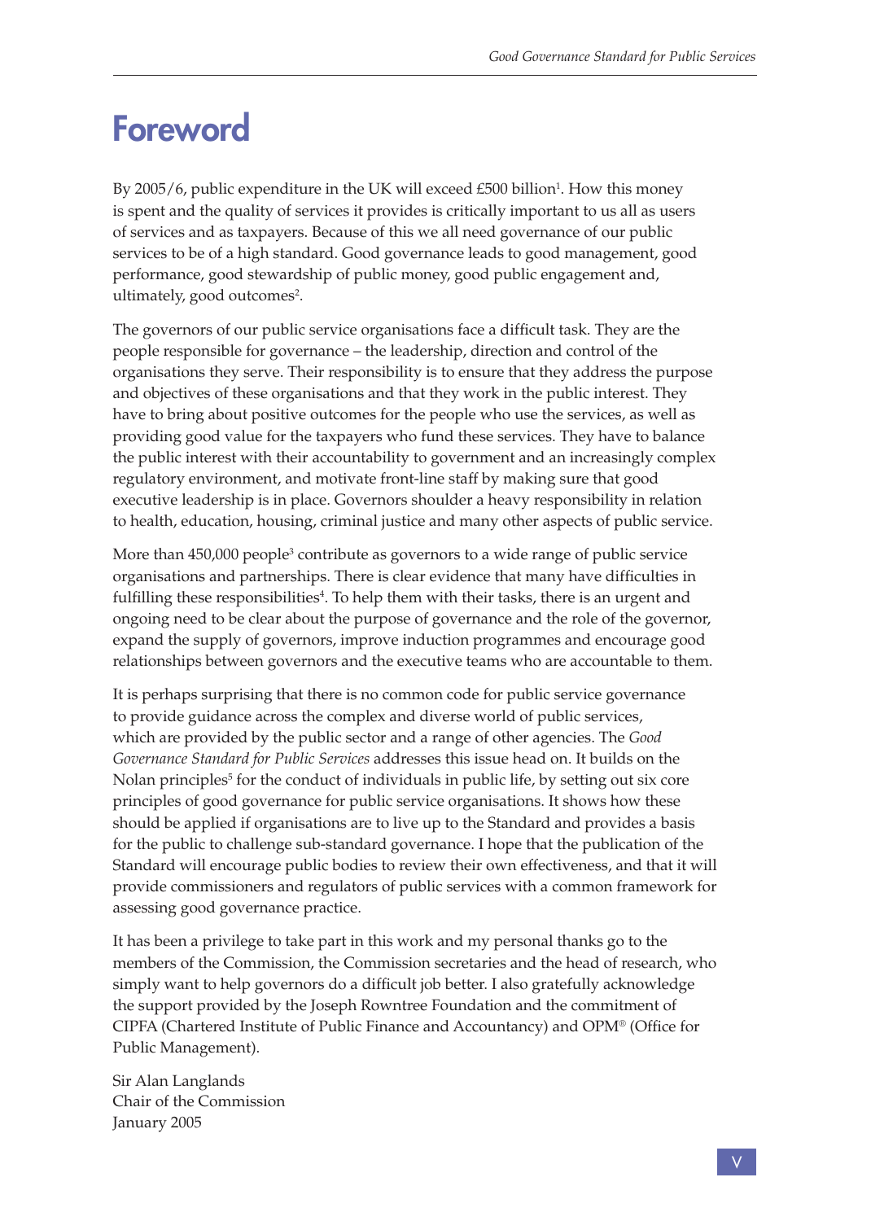# Foreword

By 2005/6, public expenditure in the UK will exceed £500 billion[1]. How this money is spent and the quality of services it provides is critically important to us all as users of services and as taxpayers. Because of this we all need governance of our public services to be of a high standard. Good governance leads to good management, good performance, good stewardship of public money, good public engagement and, ultimately, good outcomes[2].

The governors of our public service organisations face a difficult task. They are the people responsible for governance – the leadership, direction and control of the organisations they serve. Their responsibility is to ensure that they address the purpose and objectives of these organisations and that they work in the public interest. They have to bring about positive outcomes for the people who use the services, as well as providing good value for the taxpayers who fund these services. They have to balance the public interest with their accountability to government and an increasingly complex regulatory environment, and motivate front-line staff by making sure that good executive leadership is in place. Governors shoulder a heavy responsibility in relation to health, education, housing, criminal justice and many other aspects of public service.

More than 450,000 people[3] contribute as governors to a wide range of public service organisations and partnerships. There is clear evidence that many have difficulties in fulfilling these responsibilities[4]. To help them with their tasks, there is an urgent and ongoing need to be clear about the purpose of governance and the role of the governor, expand the supply of governors, improve induction programmes and encourage good relationships between governors and the executive teams who are accountable to them.

It is perhaps surprising that there is no common code for public service governance to provide guidance across the complex and diverse world of public services, which are provided by the public sector and a range of other agencies. The *Good Governance Standard for Public Services* addresses this issue head on. It builds on the Nolan principles[5] for the conduct of individuals in public life, by setting out six core principles of good governance for public service organisations. It shows how these should be applied if organisations are to live up to the Standard and provides a basis for the public to challenge sub-standard governance. I hope that the publication of the Standard will encourage public bodies to review their own effectiveness, and that it will provide commissioners and regulators of public services with a common framework for assessing good governance practice.

It has been a privilege to take part in this work and my personal thanks go to the members of the Commission, the Commission secretaries and the head of research, who simply want to help governors do a difficult job better. I also gratefully acknowledge the support provided by the Joseph Rowntree Foundation and the commitment of CIPFA (Chartered Institute of Public Finance and Accountancy) and OPM® (Office for Public Management).

Sir Alan Langlands
Chair of the Commission
January 2005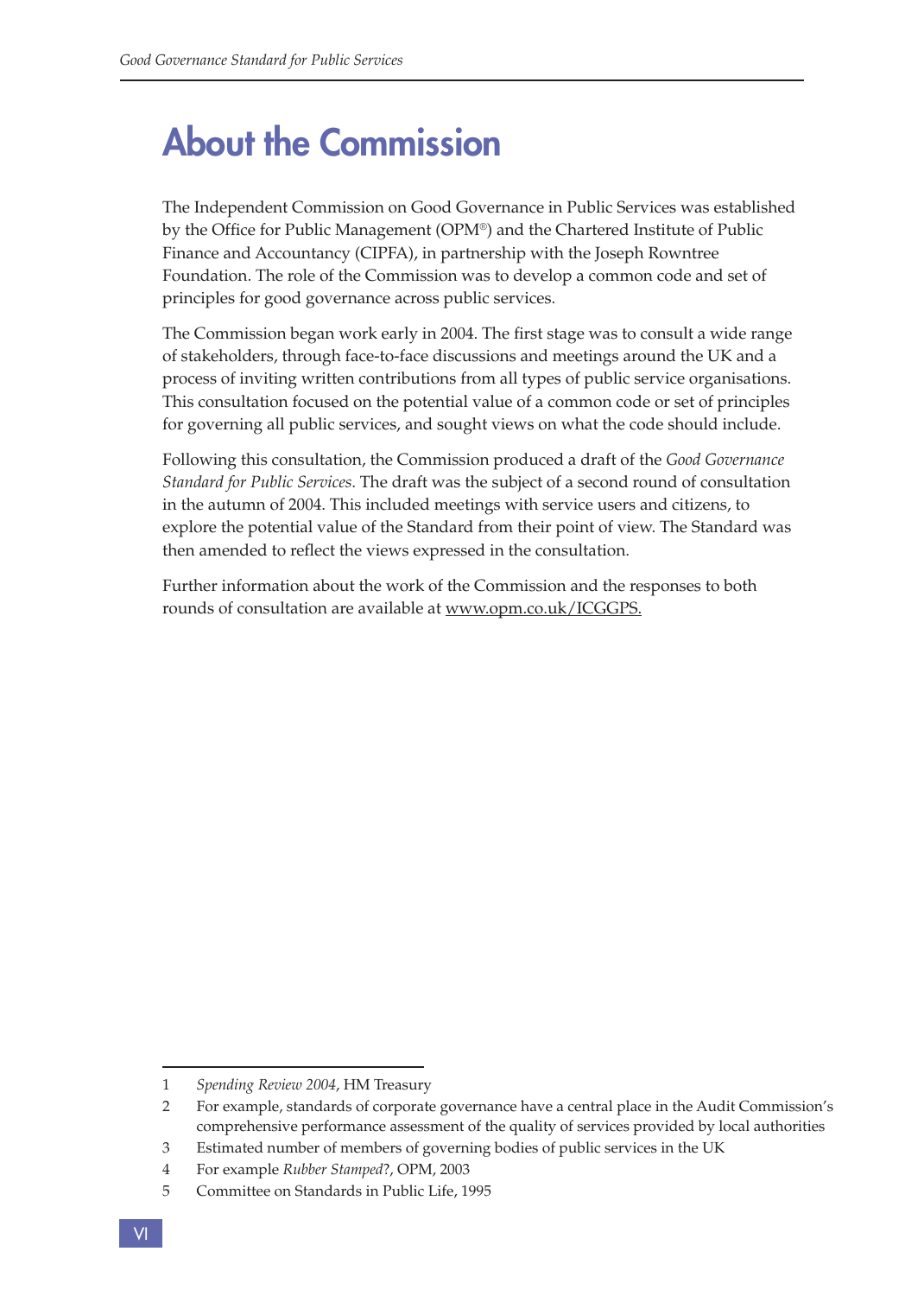# About the Commission

The Independent Commission on Good Governance in Public Services was established by the Office for Public Management (OPM®) and the Chartered Institute of Public Finance and Accountancy (CIPFA), in partnership with the Joseph Rowntree Foundation. The role of the Commission was to develop a common code and set of principles for good governance across public services.

The Commission began work early in 2004. The first stage was to consult a wide range of stakeholders, through face-to-face discussions and meetings around the UK and a process of inviting written contributions from all types of public service organisations. This consultation focused on the potential value of a common code or set of principles for governing all public services, and sought views on what the code should include.

Following this consultation, the Commission produced a draft of the *Good Governance Standard for Public Services*. The draft was the subject of a second round of consultation in the autumn of 2004. This included meetings with service users and citizens, to explore the potential value of the Standard from their point of view. The Standard was then amended to reflect the views expressed in the consultation.

Further information about the work of the Commission and the responses to both rounds of consultation are available at www.opm.co.uk/ICGGPS.

---

1 *Spending Review 2004*, HM Treasury

2 For example, standards of corporate governance have a central place in the Audit Commission's comprehensive performance assessment of the quality of services provided by local authorities

3 Estimated number of members of governing bodies of public services in the UK

4 For example *Rubber Stamped*?, OPM, 2003

5 Committee on Standards in Public Life, 1995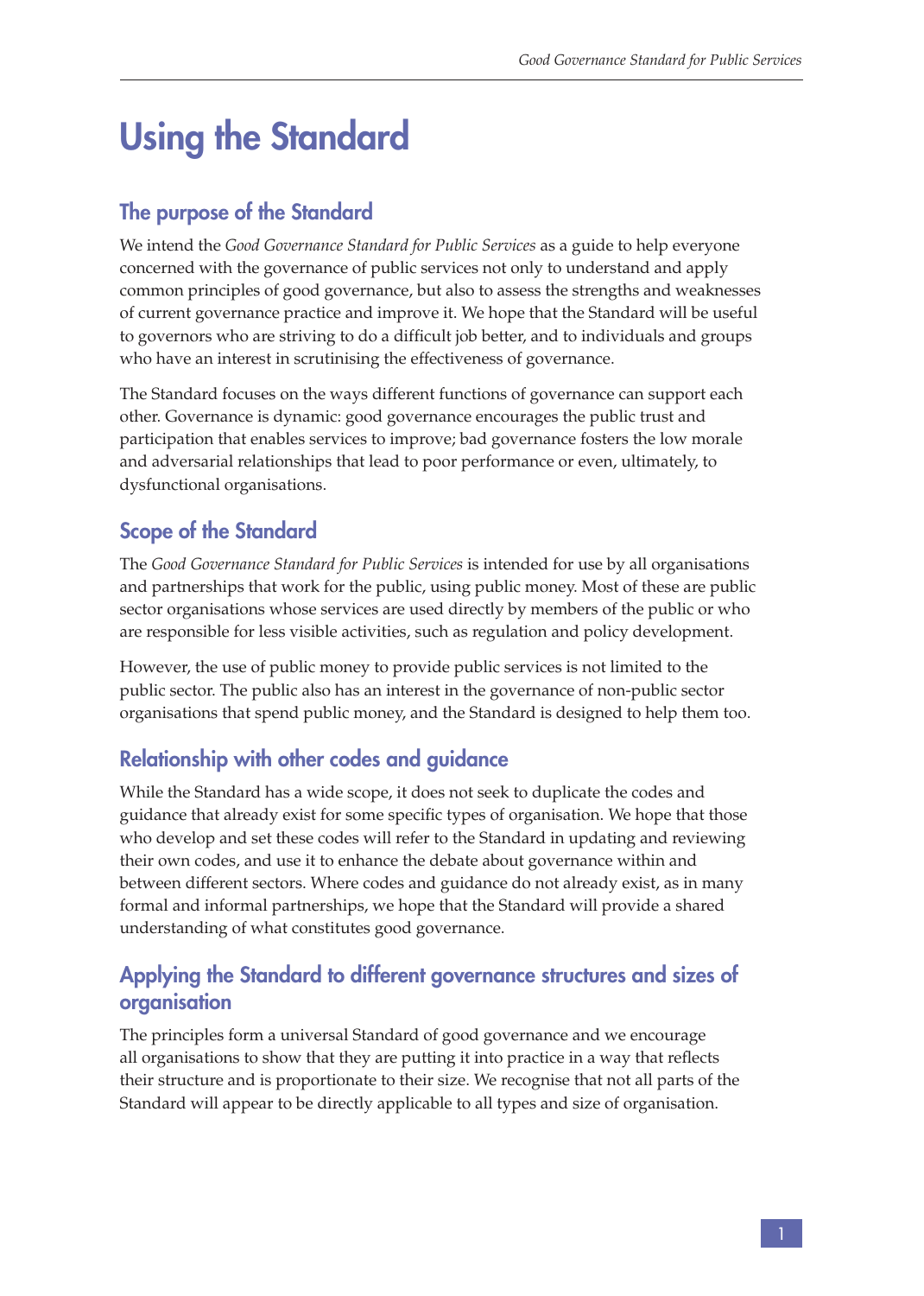# Using the Standard

## The purpose of the Standard

We intend the *Good Governance Standard for Public Services* as a guide to help everyone concerned with the governance of public services not only to understand and apply common principles of good governance, but also to assess the strengths and weaknesses of current governance practice and improve it. We hope that the Standard will be useful to governors who are striving to do a difficult job better, and to individuals and groups who have an interest in scrutinising the effectiveness of governance.

The Standard focuses on the ways different functions of governance can support each other. Governance is dynamic: good governance encourages the public trust and participation that enables services to improve; bad governance fosters the low morale and adversarial relationships that lead to poor performance or even, ultimately, to dysfunctional organisations.

## Scope of the Standard

The *Good Governance Standard for Public Services* is intended for use by all organisations and partnerships that work for the public, using public money. Most of these are public sector organisations whose services are used directly by members of the public or who are responsible for less visible activities, such as regulation and policy development.

However, the use of public money to provide public services is not limited to the public sector. The public also has an interest in the governance of non-public sector organisations that spend public money, and the Standard is designed to help them too.

## Relationship with other codes and guidance

While the Standard has a wide scope, it does not seek to duplicate the codes and guidance that already exist for some specific types of organisation. We hope that those who develop and set these codes will refer to the Standard in updating and reviewing their own codes, and use it to enhance the debate about governance within and between different sectors. Where codes and guidance do not already exist, as in many formal and informal partnerships, we hope that the Standard will provide a shared understanding of what constitutes good governance.

## Applying the Standard to different governance structures and sizes of organisation

The principles form a universal Standard of good governance and we encourage all organisations to show that they are putting it into practice in a way that reflects their structure and is proportionate to their size. We recognise that not all parts of the Standard will appear to be directly applicable to all types and size of organisation.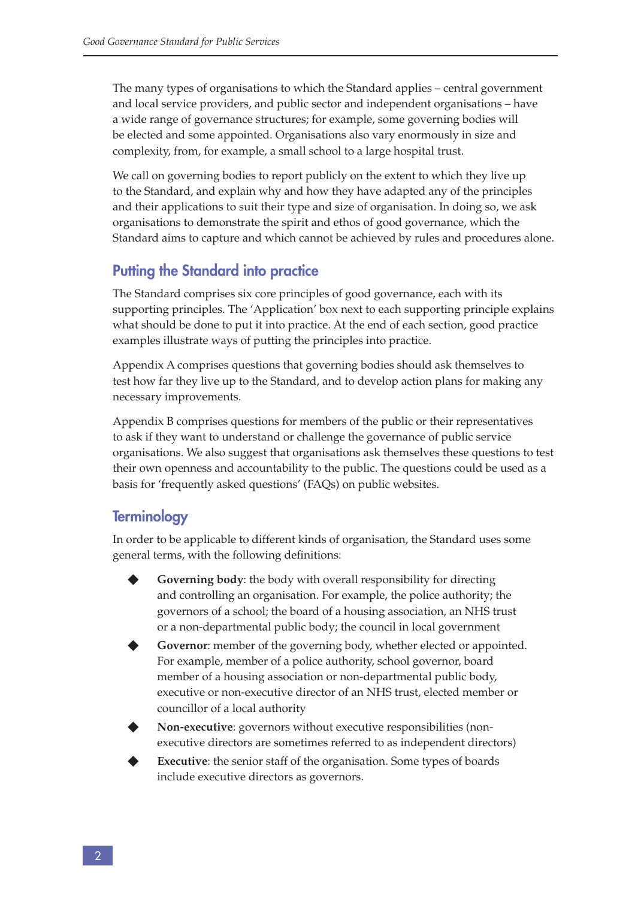The many types of organisations to which the Standard applies – central government and local service providers, and public sector and independent organisations – have a wide range of governance structures; for example, some governing bodies will be elected and some appointed. Organisations also vary enormously in size and complexity, from, for example, a small school to a large hospital trust.

We call on governing bodies to report publicly on the extent to which they live up to the Standard, and explain why and how they have adapted any of the principles and their applications to suit their type and size of organisation. In doing so, we ask organisations to demonstrate the spirit and ethos of good governance, which the Standard aims to capture and which cannot be achieved by rules and procedures alone.

## Putting the Standard into practice

The Standard comprises six core principles of good governance, each with its supporting principles. The 'Application' box next to each supporting principle explains what should be done to put it into practice. At the end of each section, good practice examples illustrate ways of putting the principles into practice.

Appendix A comprises questions that governing bodies should ask themselves to test how far they live up to the Standard, and to develop action plans for making any necessary improvements.

Appendix B comprises questions for members of the public or their representatives to ask if they want to understand or challenge the governance of public service organisations. We also suggest that organisations ask themselves these questions to test their own openness and accountability to the public. The questions could be used as a basis for 'frequently asked questions' (FAQs) on public websites.

## Terminology

In order to be applicable to different kinds of organisation, the Standard uses some general terms, with the following definitions:

- **Governing body**: the body with overall responsibility for directing and controlling an organisation. For example, the police authority; the governors of a school; the board of a housing association, an NHS trust or a non-departmental public body; the council in local government
- **Governor**: member of the governing body, whether elected or appointed. For example, member of a police authority, school governor, board member of a housing association or non-departmental public body, executive or non-executive director of an NHS trust, elected member or councillor of a local authority
- **Non-executive**: governors without executive responsibilities (non-executive directors are sometimes referred to as independent directors)
- **Executive**: the senior staff of the organisation. Some types of boards include executive directors as governors.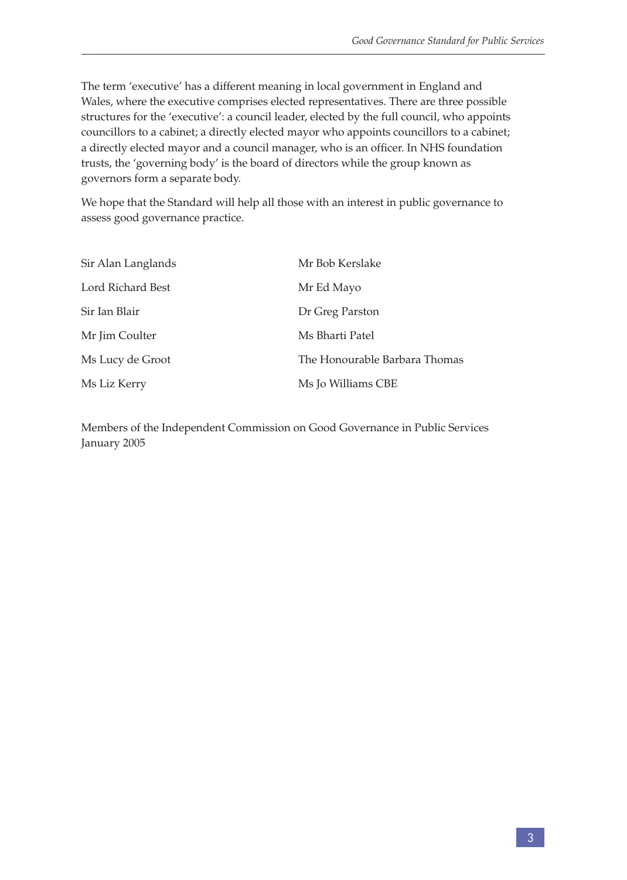The term 'executive' has a different meaning in local government in England and Wales, where the executive comprises elected representatives. There are three possible structures for the 'executive': a council leader, elected by the full council, who appoints councillors to a cabinet; a directly elected mayor who appoints councillors to a cabinet; a directly elected mayor and a council manager, who is an officer. In NHS foundation trusts, the 'governing body' is the board of directors while the group known as governors form a separate body.

We hope that the Standard will help all those with an interest in public governance to assess good governance practice.

Sir Alan Langlands

Lord Richard Best

Sir Ian Blair

Mr Jim Coulter

Ms Lucy de Groot

Ms Liz Kerry

Mr Bob Kerslake

Mr Ed Mayo

Dr Greg Parston

Ms Bharti Patel

The Honourable Barbara Thomas

Ms Jo Williams CBE

Members of the Independent Commission on Good Governance in Public Services
January 2005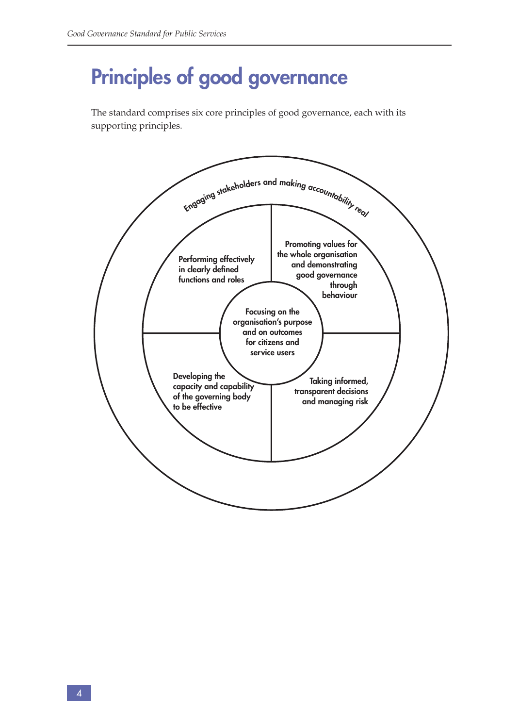# Principles of good governance

The standard comprises six core principles of good governance, each with its supporting principles.

Engaging stakeholders and making accountability real

Performing effectively in clearly defined functions and roles

Promoting values for the whole organisation and demonstrating good governance through behaviour

Focusing on the organisation's purpose and on outcomes for citizens and service users

Developing the capacity and capability of the governing body to be effective

Taking informed, transparent decisions and managing risk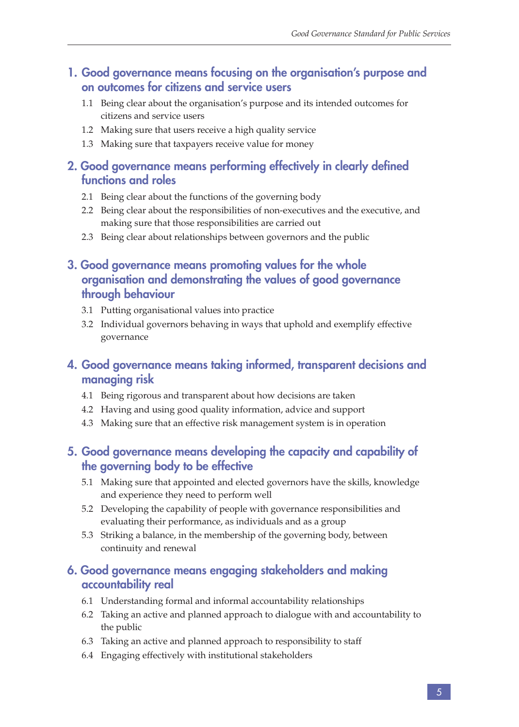## 1. Good governance means focusing on the organisation's purpose and on outcomes for citizens and service users

1.1 Being clear about the organisation's purpose and its intended outcomes for citizens and service users

1.2 Making sure that users receive a high quality service

1.3 Making sure that taxpayers receive value for money

## 2. Good governance means performing effectively in clearly defined functions and roles

2.1 Being clear about the functions of the governing body

2.2 Being clear about the responsibilities of non-executives and the executive, and making sure that those responsibilities are carried out

2.3 Being clear about relationships between governors and the public

## 3. Good governance means promoting values for the whole organisation and demonstrating the values of good governance through behaviour

3.1 Putting organisational values into practice

3.2 Individual governors behaving in ways that uphold and exemplify effective governance

## 4. Good governance means taking informed, transparent decisions and managing risk

4.1 Being rigorous and transparent about how decisions are taken

4.2 Having and using good quality information, advice and support

4.3 Making sure that an effective risk management system is in operation

## 5. Good governance means developing the capacity and capability of the governing body to be effective

5.1 Making sure that appointed and elected governors have the skills, knowledge and experience they need to perform well

5.2 Developing the capability of people with governance responsibilities and evaluating their performance, as individuals and as a group

5.3 Striking a balance, in the membership of the governing body, between continuity and renewal

## 6. Good governance means engaging stakeholders and making accountability real

6.1 Understanding formal and informal accountability relationships

6.2 Taking an active and planned approach to dialogue with and accountability to the public

6.3 Taking an active and planned approach to responsibility to staff

6.4 Engaging effectively with institutional stakeholders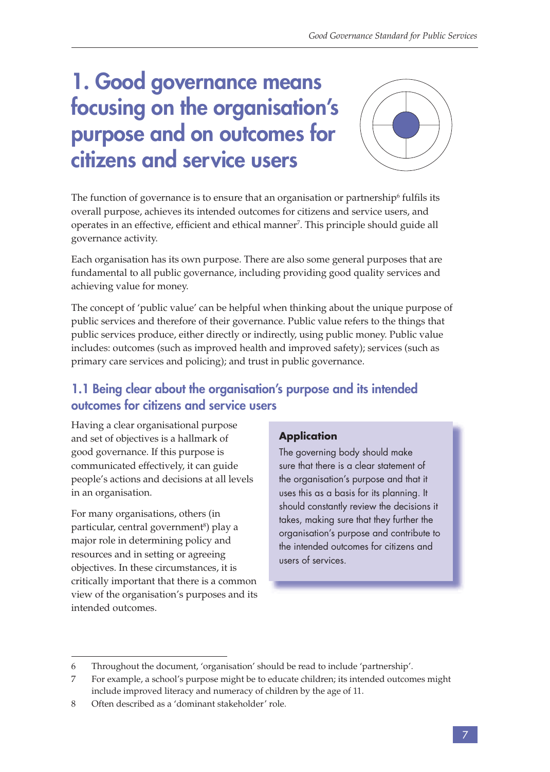# 1. Good governance means focusing on the organisation's purpose and on outcomes for citizens and service users

The function of governance is to ensure that an organisation or partnership[6] fulfils its overall purpose, achieves its intended outcomes for citizens and service users, and operates in an effective, efficient and ethical manner[7]. This principle should guide all governance activity.

Each organisation has its own purpose. There are also some general purposes that are fundamental to all public governance, including providing good quality services and achieving value for money.

The concept of 'public value' can be helpful when thinking about the unique purpose of public services and therefore of their governance. Public value refers to the things that public services produce, either directly or indirectly, using public money. Public value includes: outcomes (such as improved health and improved safety); services (such as primary care services and policing); and trust in public governance.

## 1.1 Being clear about the organisation's purpose and its intended outcomes for citizens and service users

Having a clear organisational purpose and set of objectives is a hallmark of good governance. If this purpose is communicated effectively, it can guide people's actions and decisions at all levels in an organisation.

For many organisations, others (in particular, central government[8]) play a major role in determining policy and resources and in setting or agreeing objectives. In these circumstances, it is critically important that there is a common view of the organisation's purposes and its intended outcomes.

**Application**

The governing body should make sure that there is a clear statement of the organisation's purpose and that it uses this as a basis for its planning. It should constantly review the decisions it takes, making sure that they further the organisation's purpose and contribute to the intended outcomes for citizens and users of services.

---

6 Throughout the document, 'organisation' should be read to include 'partnership'.

7 For example, a school's purpose might be to educate children; its intended outcomes might include improved literacy and numeracy of children by the age of 11.

8 Often described as a 'dominant stakeholder' role.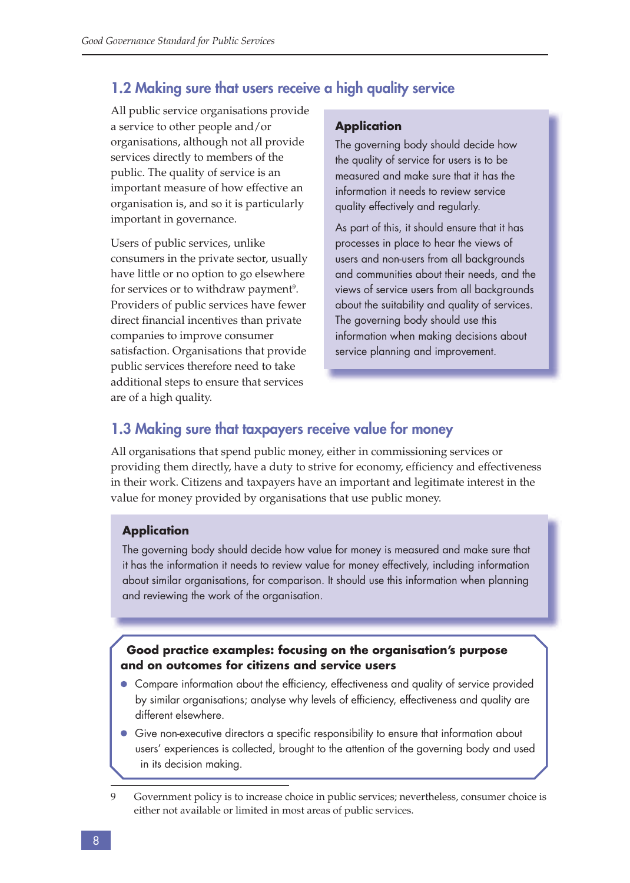## 1.2 Making sure that users receive a high quality service

All public service organisations provide a service to other people and/or organisations, although not all provide services directly to members of the public. The quality of service is an important measure of how effective an organisation is, and so it is particularly important in governance.

Users of public services, unlike consumers in the private sector, usually have little or no option to go elsewhere for services or to withdraw payment[9]. Providers of public services have fewer direct financial incentives than private companies to improve consumer satisfaction. Organisations that provide public services therefore need to take additional steps to ensure that services are of a high quality.

**Application**

The governing body should decide how the quality of service for users is to be measured and make sure that it has the information it needs to review service quality effectively and regularly.

As part of this, it should ensure that it has processes in place to hear the views of users and non-users from all backgrounds and communities about their needs, and the views of service users from all backgrounds about the suitability and quality of services. The governing body should use this information when making decisions about service planning and improvement.

## 1.3 Making sure that taxpayers receive value for money

All organisations that spend public money, either in commissioning services or providing them directly, have a duty to strive for economy, efficiency and effectiveness in their work. Citizens and taxpayers have an important and legitimate interest in the value for money provided by organisations that use public money.

**Application**

The governing body should decide how value for money is measured and make sure that it has the information it needs to review value for money effectively, including information about similar organisations, for comparison. It should use this information when planning and reviewing the work of the organisation.

**Good practice examples: focusing on the organisation's purpose and on outcomes for citizens and service users**

- Compare information about the efficiency, effectiveness and quality of service provided by similar organisations; analyse why levels of efficiency, effectiveness and quality are different elsewhere.
- Give non-executive directors a specific responsibility to ensure that information about users' experiences is collected, brought to the attention of the governing body and used in its decision making.

9 Government policy is to increase choice in public services; nevertheless, consumer choice is either not available or limited in most areas of public services.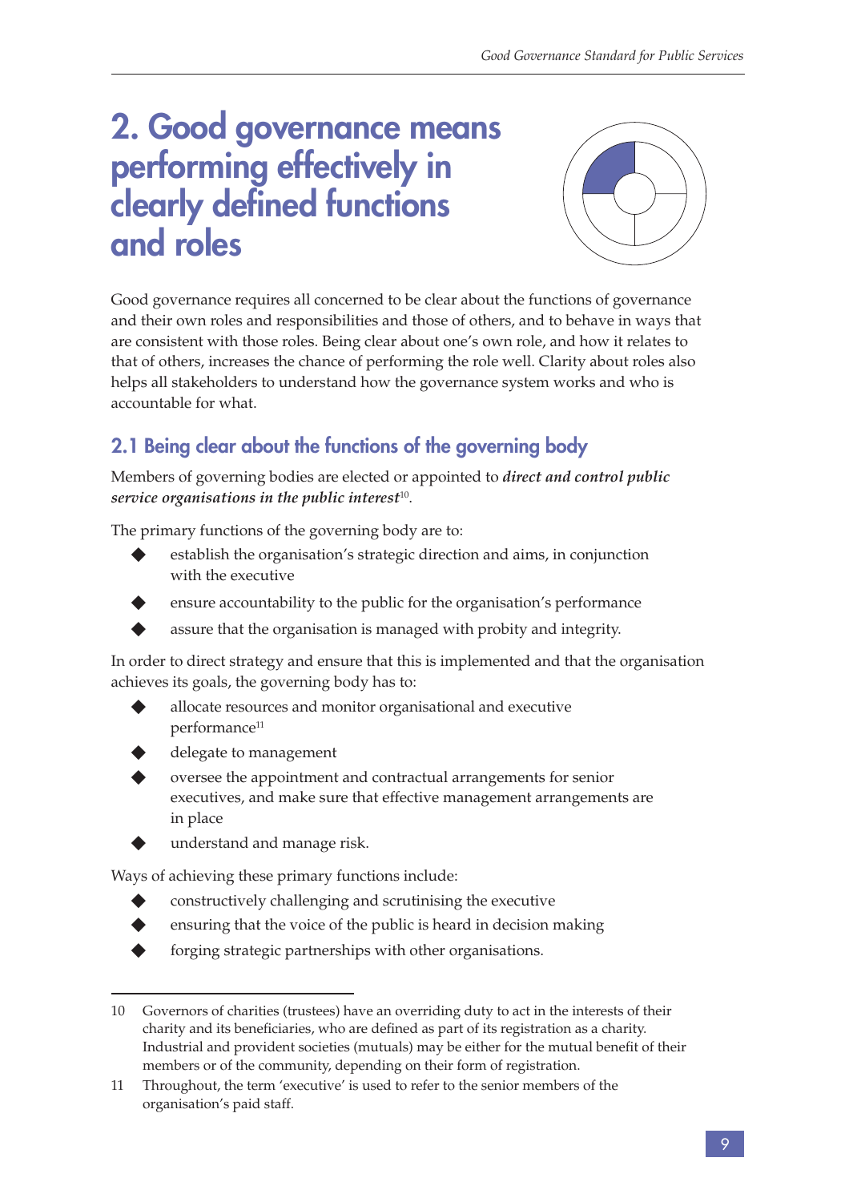# 2. Good governance means performing effectively in clearly defined functions and roles

Good governance requires all concerned to be clear about the functions of governance and their own roles and responsibilities and those of others, and to behave in ways that are consistent with those roles. Being clear about one's own role, and how it relates to that of others, increases the chance of performing the role well. Clarity about roles also helps all stakeholders to understand how the governance system works and who is accountable for what.

## 2.1 Being clear about the functions of the governing body

Members of governing bodies are elected or appointed to ***direct and control public service organisations in the public interest***[10].

The primary functions of the governing body are to:

- establish the organisation's strategic direction and aims, in conjunction with the executive
- ensure accountability to the public for the organisation's performance
- assure that the organisation is managed with probity and integrity.

In order to direct strategy and ensure that this is implemented and that the organisation achieves its goals, the governing body has to:

- allocate resources and monitor organisational and executive performance[11]
- delegate to management
- oversee the appointment and contractual arrangements for senior executives, and make sure that effective management arrangements are in place
- understand and manage risk.

Ways of achieving these primary functions include:

- constructively challenging and scrutinising the executive
- ensuring that the voice of the public is heard in decision making
- forging strategic partnerships with other organisations.

---

10 Governors of charities (trustees) have an overriding duty to act in the interests of their charity and its beneficiaries, who are defined as part of its registration as a charity. Industrial and provident societies (mutuals) may be either for the mutual benefit of their members or of the community, depending on their form of registration.

11 Throughout, the term 'executive' is used to refer to the senior members of the organisation's paid staff.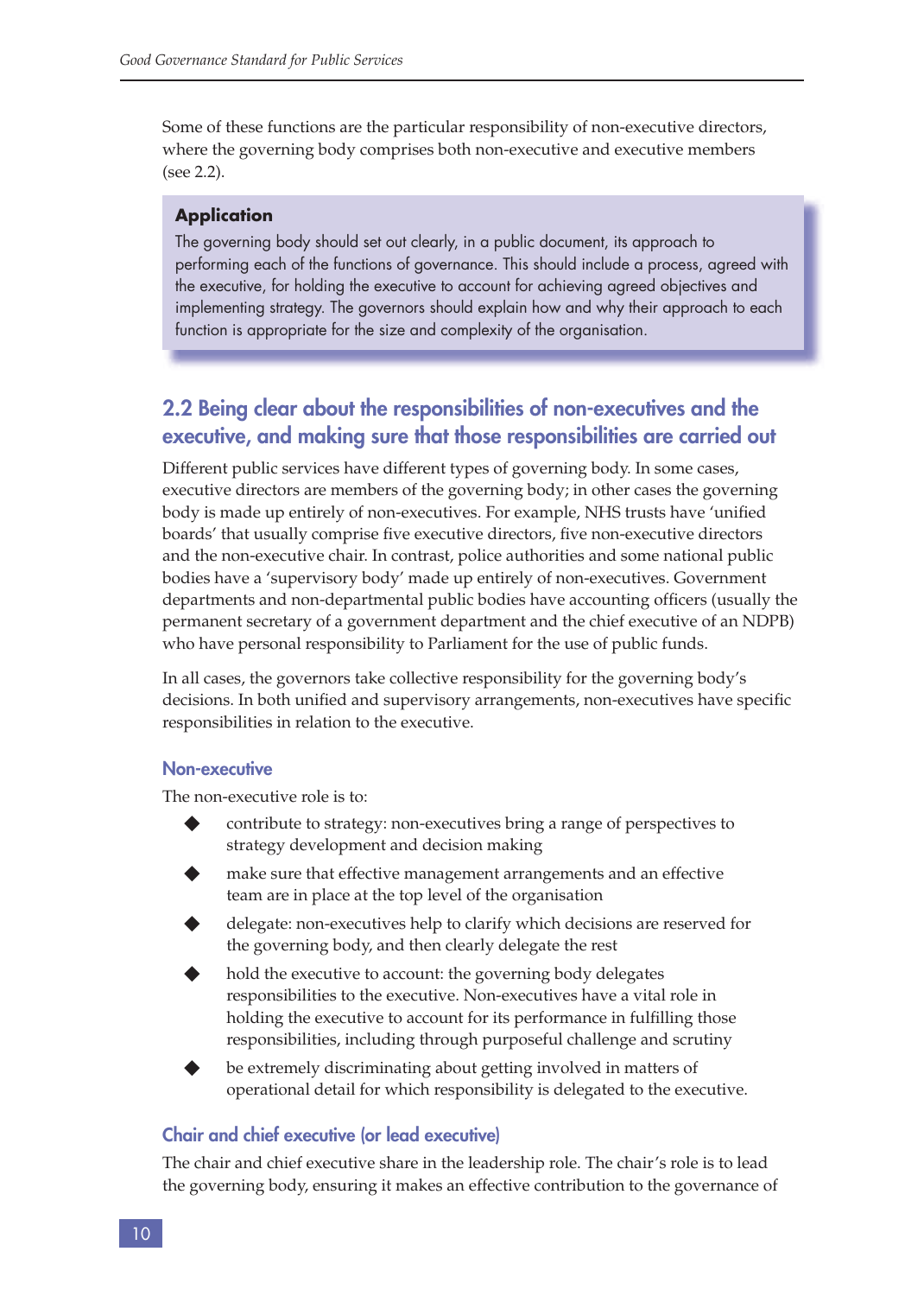Some of these functions are the particular responsibility of non-executive directors, where the governing body comprises both non-executive and executive members (see 2.2).

> **Application**
>
> The governing body should set out clearly, in a public document, its approach to performing each of the functions of governance. This should include a process, agreed with the executive, for holding the executive to account for achieving agreed objectives and implementing strategy. The governors should explain how and why their approach to each function is appropriate for the size and complexity of the organisation.

## 2.2 Being clear about the responsibilities of non-executives and the executive, and making sure that those responsibilities are carried out

Different public services have different types of governing body. In some cases, executive directors are members of the governing body; in other cases the governing body is made up entirely of non-executives. For example, NHS trusts have 'unified boards' that usually comprise five executive directors, five non-executive directors and the non-executive chair. In contrast, police authorities and some national public bodies have a 'supervisory body' made up entirely of non-executives. Government departments and non-departmental public bodies have accounting officers (usually the permanent secretary of a government department and the chief executive of an NDPB) who have personal responsibility to Parliament for the use of public funds.

In all cases, the governors take collective responsibility for the governing body's decisions. In both unified and supervisory arrangements, non-executives have specific responsibilities in relation to the executive.

### Non-executive

The non-executive role is to:

- contribute to strategy: non-executives bring a range of perspectives to strategy development and decision making
- make sure that effective management arrangements and an effective team are in place at the top level of the organisation
- delegate: non-executives help to clarify which decisions are reserved for the governing body, and then clearly delegate the rest
- hold the executive to account: the governing body delegates responsibilities to the executive. Non-executives have a vital role in holding the executive to account for its performance in fulfilling those responsibilities, including through purposeful challenge and scrutiny
- be extremely discriminating about getting involved in matters of operational detail for which responsibility is delegated to the executive.

### Chair and chief executive (or lead executive)

The chair and chief executive share in the leadership role. The chair's role is to lead the governing body, ensuring it makes an effective contribution to the governance of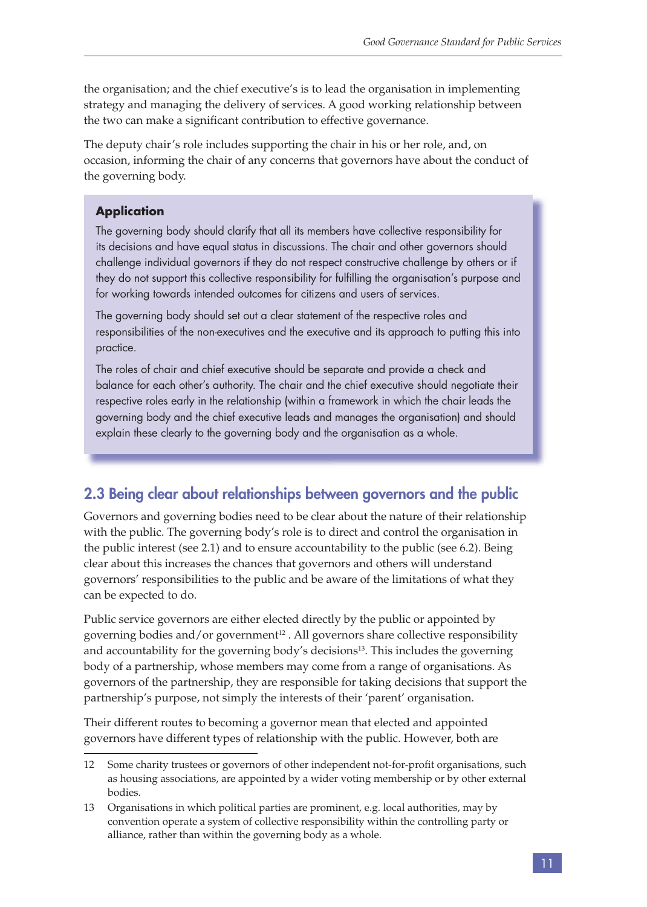the organisation; and the chief executive's is to lead the organisation in implementing strategy and managing the delivery of services. A good working relationship between the two can make a significant contribution to effective governance.

The deputy chair's role includes supporting the chair in his or her role, and, on occasion, informing the chair of any concerns that governors have about the conduct of the governing body.

> **Application**
>
> The governing body should clarify that all its members have collective responsibility for its decisions and have equal status in discussions. The chair and other governors should challenge individual governors if they do not respect constructive challenge by others or if they do not support this collective responsibility for fulfilling the organisation's purpose and for working towards intended outcomes for citizens and users of services.
>
> The governing body should set out a clear statement of the respective roles and responsibilities of the non-executives and the executive and its approach to putting this into practice.
>
> The roles of chair and chief executive should be separate and provide a check and balance for each other's authority. The chair and the chief executive should negotiate their respective roles early in the relationship (within a framework in which the chair leads the governing body and the chief executive leads and manages the organisation) and should explain these clearly to the governing body and the organisation as a whole.

## 2.3 Being clear about relationships between governors and the public

Governors and governing bodies need to be clear about the nature of their relationship with the public. The governing body's role is to direct and control the organisation in the public interest (see 2.1) and to ensure accountability to the public (see 6.2). Being clear about this increases the chances that governors and others will understand governors' responsibilities to the public and be aware of the limitations of what they can be expected to do.

Public service governors are either elected directly by the public or appointed by governing bodies and/or government[12]. All governors share collective responsibility and accountability for the governing body's decisions[13]. This includes the governing body of a partnership, whose members may come from a range of organisations. As governors of the partnership, they are responsible for taking decisions that support the partnership's purpose, not simply the interests of their 'parent' organisation.

Their different routes to becoming a governor mean that elected and appointed governors have different types of relationship with the public. However, both are

12 Some charity trustees or governors of other independent not-for-profit organisations, such as housing associations, are appointed by a wider voting membership or by other external bodies.

13 Organisations in which political parties are prominent, e.g. local authorities, may by convention operate a system of collective responsibility within the controlling party or alliance, rather than within the governing body as a whole.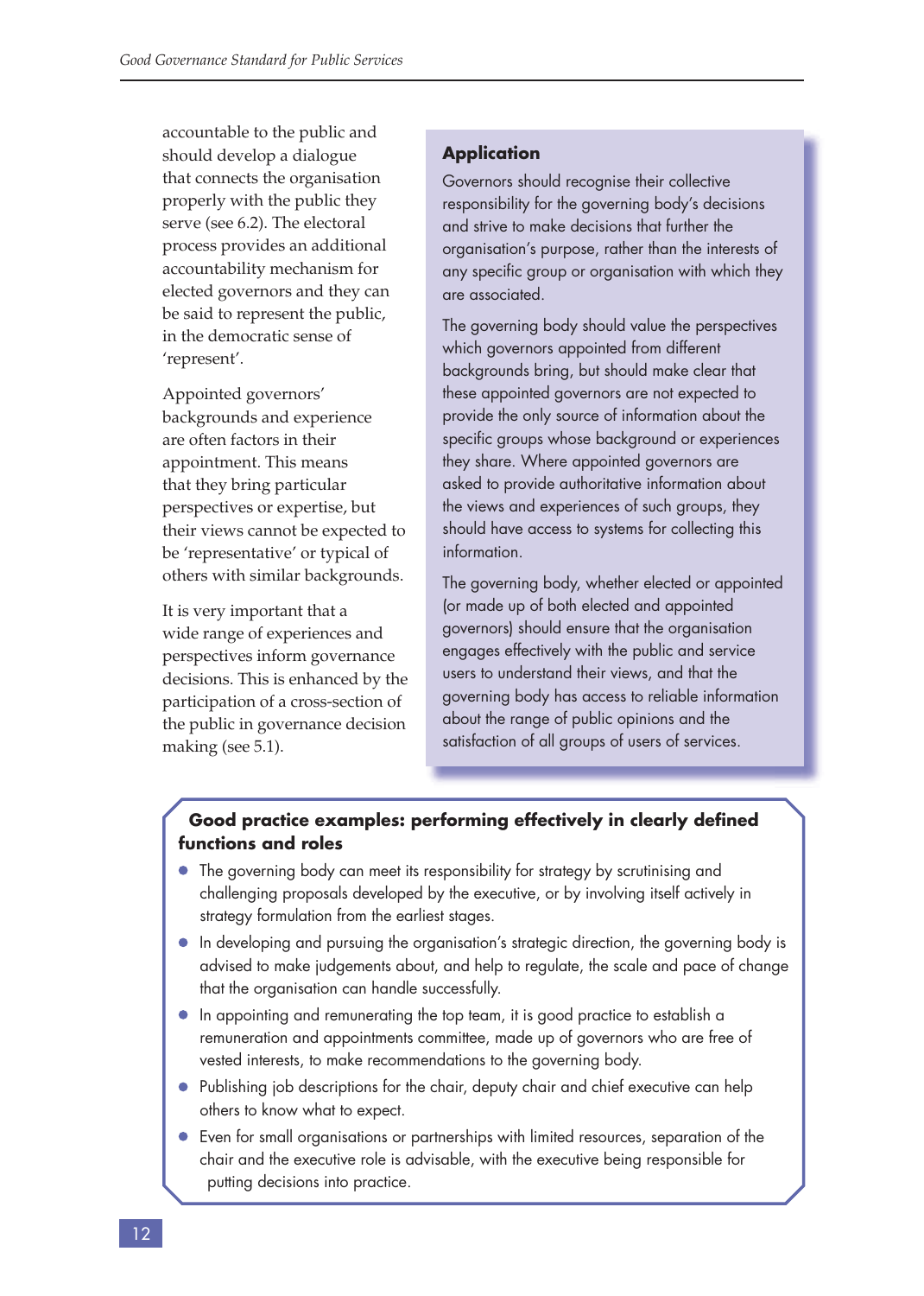accountable to the public and should develop a dialogue that connects the organisation properly with the public they serve (see 6.2). The electoral process provides an additional accountability mechanism for elected governors and they can be said to represent the public, in the democratic sense of 'represent'.

Appointed governors' backgrounds and experience are often factors in their appointment. This means that they bring particular perspectives or expertise, but their views cannot be expected to be 'representative' or typical of others with similar backgrounds.

It is very important that a wide range of experiences and perspectives inform governance decisions. This is enhanced by the participation of a cross-section of the public in governance decision making (see 5.1).

### Application

Governors should recognise their collective responsibility for the governing body's decisions and strive to make decisions that further the organisation's purpose, rather than the interests of any specific group or organisation with which they are associated.

The governing body should value the perspectives which governors appointed from different backgrounds bring, but should make clear that these appointed governors are not expected to provide the only source of information about the specific groups whose background or experiences they share. Where appointed governors are asked to provide authoritative information about the views and experiences of such groups, they should have access to systems for collecting this information.

The governing body, whether elected or appointed (or made up of both elected and appointed governors) should ensure that the organisation engages effectively with the public and service users to understand their views, and that the governing body has access to reliable information about the range of public opinions and the satisfaction of all groups of users of services.

### Good practice examples: performing effectively in clearly defined functions and roles

- The governing body can meet its responsibility for strategy by scrutinising and challenging proposals developed by the executive, or by involving itself actively in strategy formulation from the earliest stages.
- In developing and pursuing the organisation's strategic direction, the governing body is advised to make judgements about, and help to regulate, the scale and pace of change that the organisation can handle successfully.
- In appointing and remunerating the top team, it is good practice to establish a remuneration and appointments committee, made up of governors who are free of vested interests, to make recommendations to the governing body.
- Publishing job descriptions for the chair, deputy chair and chief executive can help others to know what to expect.
- Even for small organisations or partnerships with limited resources, separation of the chair and the executive role is advisable, with the executive being responsible for putting decisions into practice.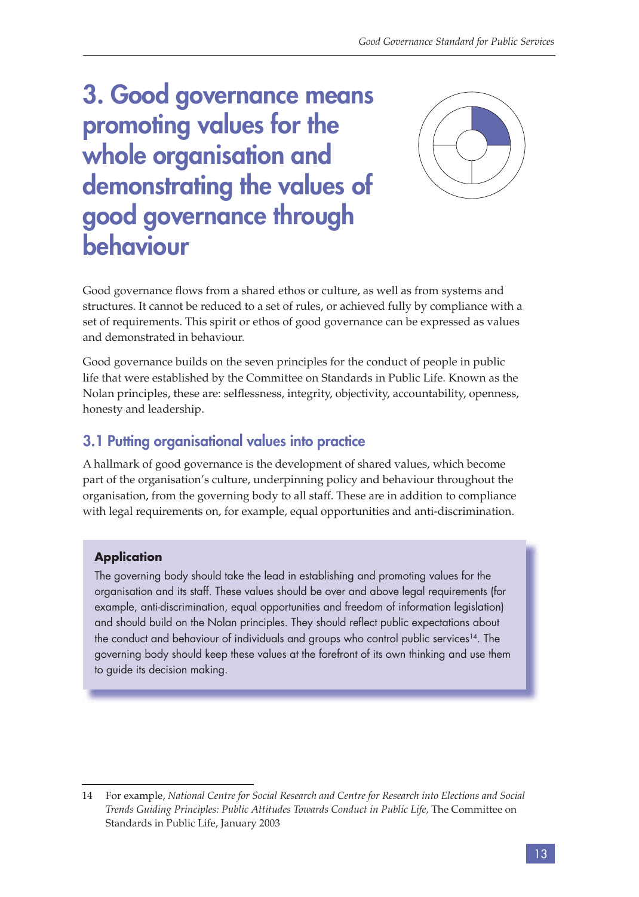# 3. Good governance means promoting values for the whole organisation and demonstrating the values of good governance through behaviour

Good governance flows from a shared ethos or culture, as well as from systems and structures. It cannot be reduced to a set of rules, or achieved fully by compliance with a set of requirements. This spirit or ethos of good governance can be expressed as values and demonstrated in behaviour.

Good governance builds on the seven principles for the conduct of people in public life that were established by the Committee on Standards in Public Life. Known as the Nolan principles, these are: selflessness, integrity, objectivity, accountability, openness, honesty and leadership.

## 3.1 Putting organisational values into practice

A hallmark of good governance is the development of shared values, which become part of the organisation's culture, underpinning policy and behaviour throughout the organisation, from the governing body to all staff. These are in addition to compliance with legal requirements on, for example, equal opportunities and anti-discrimination.

**Application**

The governing body should take the lead in establishing and promoting values for the organisation and its staff. These values should be over and above legal requirements (for example, anti-discrimination, equal opportunities and freedom of information legislation) and should build on the Nolan principles. They should reflect public expectations about the conduct and behaviour of individuals and groups who control public services[14]. The governing body should keep these values at the forefront of its own thinking and use them to guide its decision making.

---

14 For example, *National Centre for Social Research and Centre for Research into Elections and Social Trends Guiding Principles: Public Attitudes Towards Conduct in Public Life,* The Committee on Standards in Public Life, January 2003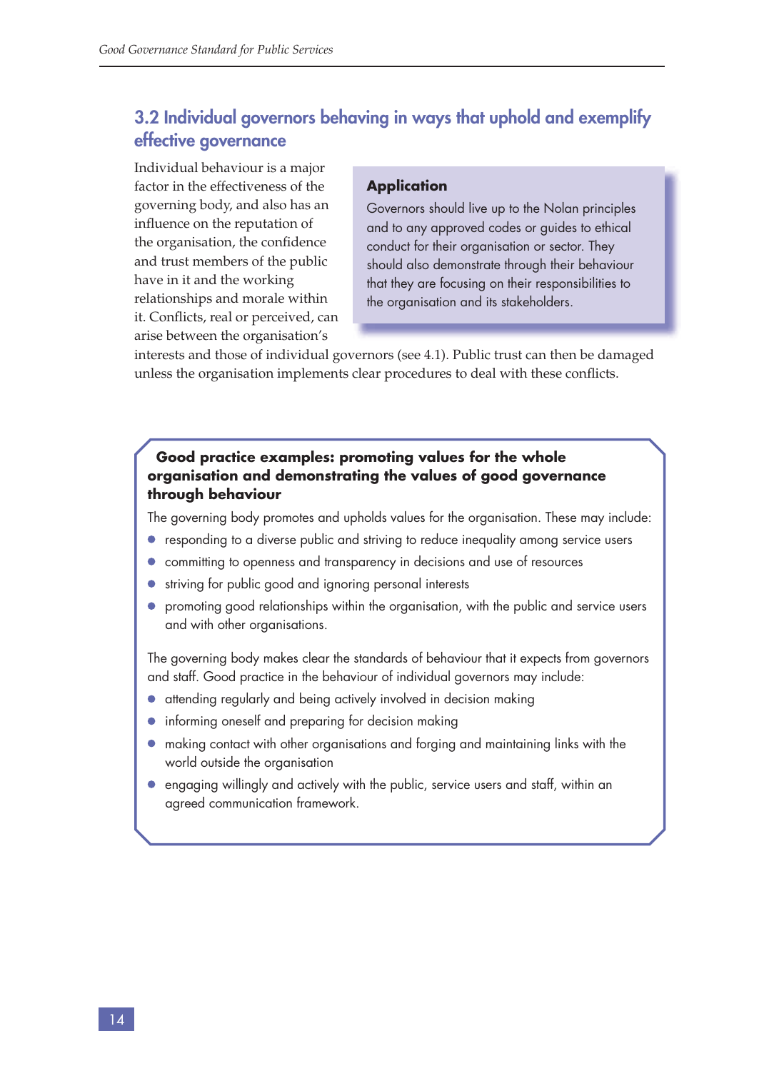## 3.2 Individual governors behaving in ways that uphold and exemplify effective governance

Individual behaviour is a major factor in the effectiveness of the governing body, and also has an influence on the reputation of the organisation, the confidence and trust members of the public have in it and the working relationships and morale within it. Conflicts, real or perceived, can arise between the organisation's interests and those of individual governors (see 4.1). Public trust can then be damaged unless the organisation implements clear procedures to deal with these conflicts.

> **Application**
>
> Governors should live up to the Nolan principles and to any approved codes or guides to ethical conduct for their organisation or sector. They should also demonstrate through their behaviour that they are focusing on their responsibilities to the organisation and its stakeholders.

**Good practice examples: promoting values for the whole organisation and demonstrating the values of good governance through behaviour**

The governing body promotes and upholds values for the organisation. These may include:

- responding to a diverse public and striving to reduce inequality among service users
- committing to openness and transparency in decisions and use of resources
- striving for public good and ignoring personal interests
- promoting good relationships within the organisation, with the public and service users and with other organisations.

The governing body makes clear the standards of behaviour that it expects from governors and staff. Good practice in the behaviour of individual governors may include:

- attending regularly and being actively involved in decision making
- informing oneself and preparing for decision making
- making contact with other organisations and forging and maintaining links with the world outside the organisation
- engaging willingly and actively with the public, service users and staff, within an agreed communication framework.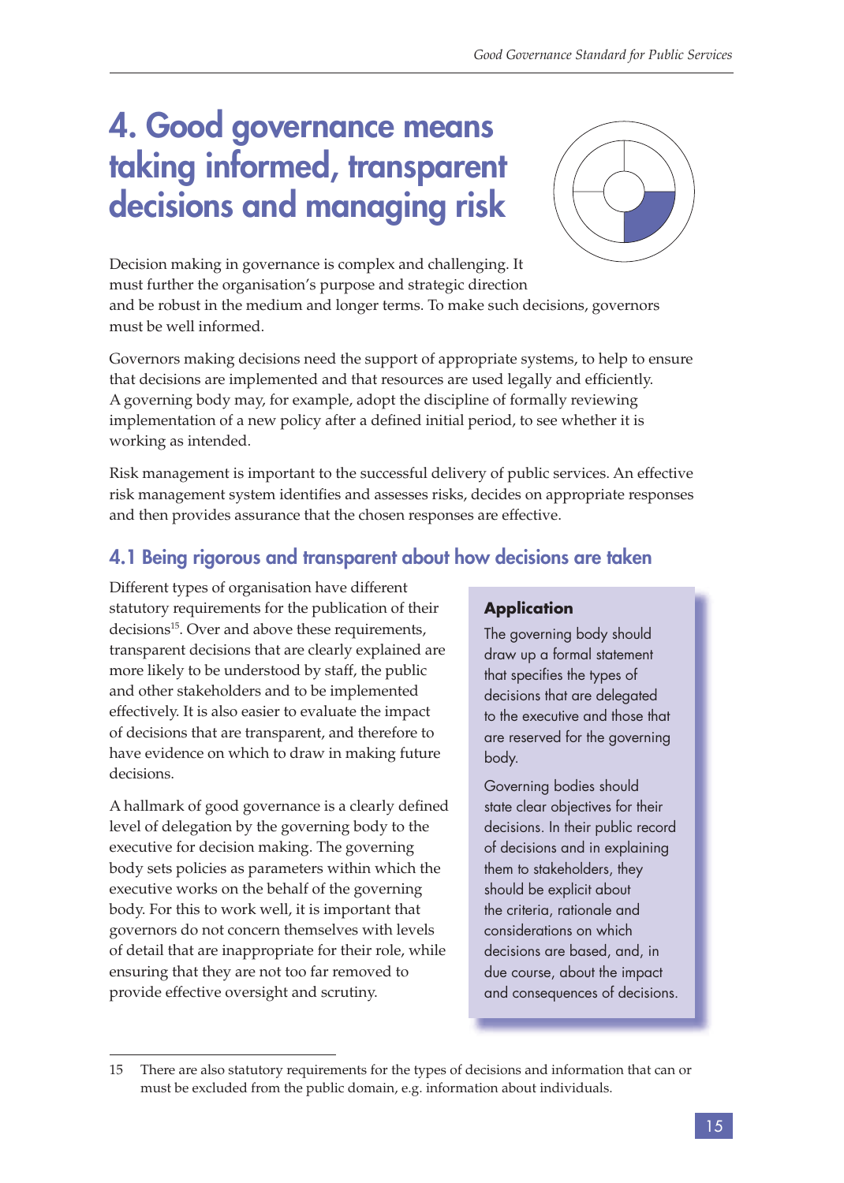# 4. Good governance means taking informed, transparent decisions and managing risk

Decision making in governance is complex and challenging. It must further the organisation's purpose and strategic direction and be robust in the medium and longer terms. To make such decisions, governors must be well informed.

Governors making decisions need the support of appropriate systems, to help to ensure that decisions are implemented and that resources are used legally and efficiently. A governing body may, for example, adopt the discipline of formally reviewing implementation of a new policy after a defined initial period, to see whether it is working as intended.

Risk management is important to the successful delivery of public services. An effective risk management system identifies and assesses risks, decides on appropriate responses and then provides assurance that the chosen responses are effective.

## 4.1 Being rigorous and transparent about how decisions are taken

Different types of organisation have different statutory requirements for the publication of their decisions[15]. Over and above these requirements, transparent decisions that are clearly explained are more likely to be understood by staff, the public and other stakeholders and to be implemented effectively. It is also easier to evaluate the impact of decisions that are transparent, and therefore to have evidence on which to draw in making future decisions.

A hallmark of good governance is a clearly defined level of delegation by the governing body to the executive for decision making. The governing body sets policies as parameters within which the executive works on the behalf of the governing body. For this to work well, it is important that governors do not concern themselves with levels of detail that are inappropriate for their role, while ensuring that they are not too far removed to provide effective oversight and scrutiny.

**Application**

The governing body should draw up a formal statement that specifies the types of decisions that are delegated to the executive and those that are reserved for the governing body.

Governing bodies should state clear objectives for their decisions. In their public record of decisions and in explaining them to stakeholders, they should be explicit about the criteria, rationale and considerations on which decisions are based, and, in due course, about the impact and consequences of decisions.

---

15 There are also statutory requirements for the types of decisions and information that can or must be excluded from the public domain, e.g. information about individuals.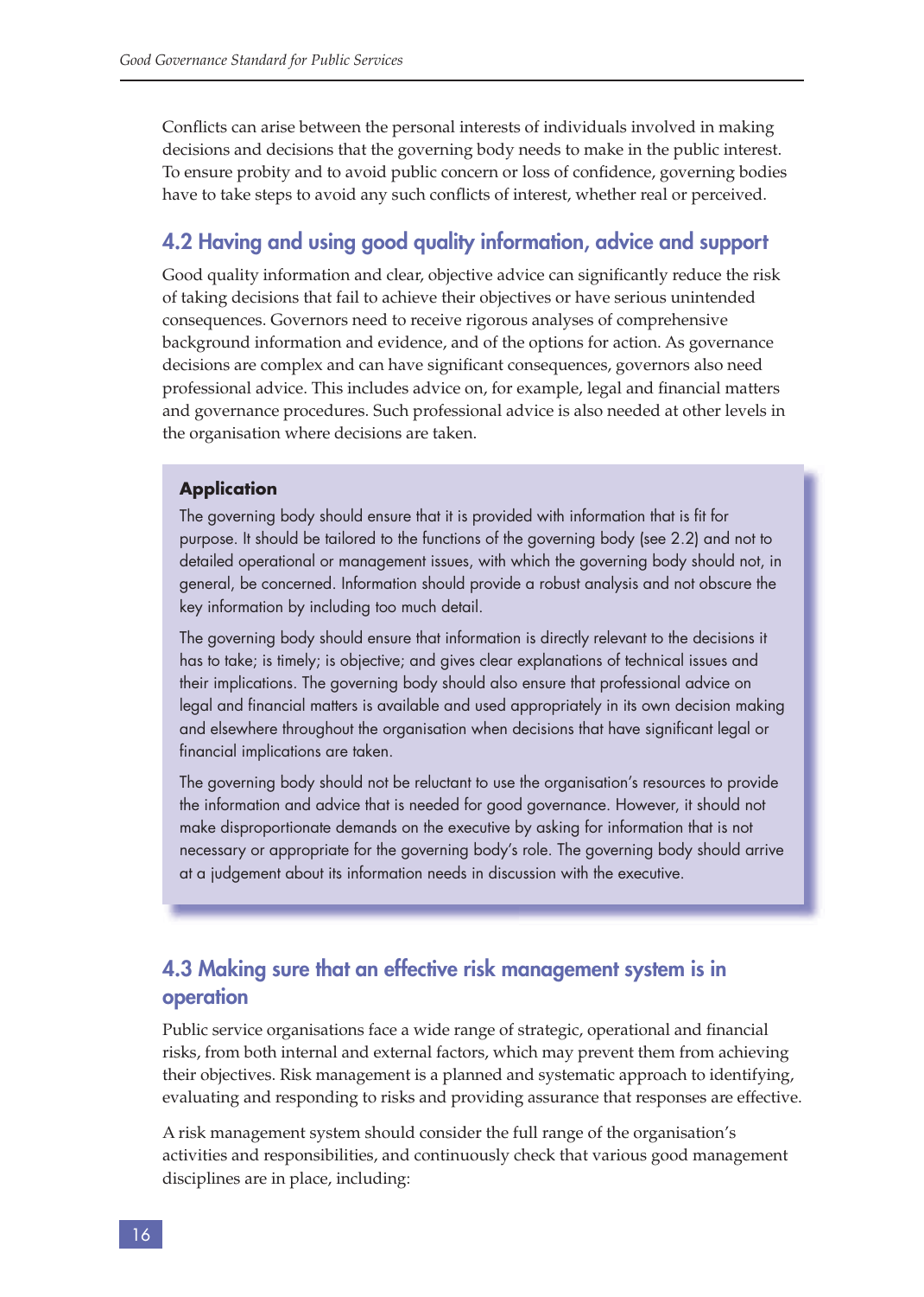Conflicts can arise between the personal interests of individuals involved in making decisions and decisions that the governing body needs to make in the public interest. To ensure probity and to avoid public concern or loss of confidence, governing bodies have to take steps to avoid any such conflicts of interest, whether real or perceived.

## 4.2 Having and using good quality information, advice and support

Good quality information and clear, objective advice can significantly reduce the risk of taking decisions that fail to achieve their objectives or have serious unintended consequences. Governors need to receive rigorous analyses of comprehensive background information and evidence, and of the options for action. As governance decisions are complex and can have significant consequences, governors also need professional advice. This includes advice on, for example, legal and financial matters and governance procedures. Such professional advice is also needed at other levels in the organisation where decisions are taken.

**Application**

The governing body should ensure that it is provided with information that is fit for purpose. It should be tailored to the functions of the governing body (see 2.2) and not to detailed operational or management issues, with which the governing body should not, in general, be concerned. Information should provide a robust analysis and not obscure the key information by including too much detail.

The governing body should ensure that information is directly relevant to the decisions it has to take; is timely; is objective; and gives clear explanations of technical issues and their implications. The governing body should also ensure that professional advice on legal and financial matters is available and used appropriately in its own decision making and elsewhere throughout the organisation when decisions that have significant legal or financial implications are taken.

The governing body should not be reluctant to use the organisation's resources to provide the information and advice that is needed for good governance. However, it should not make disproportionate demands on the executive by asking for information that is not necessary or appropriate for the governing body's role. The governing body should arrive at a judgement about its information needs in discussion with the executive.

## 4.3 Making sure that an effective risk management system is in operation

Public service organisations face a wide range of strategic, operational and financial risks, from both internal and external factors, which may prevent them from achieving their objectives. Risk management is a planned and systematic approach to identifying, evaluating and responding to risks and providing assurance that responses are effective.

A risk management system should consider the full range of the organisation's activities and responsibilities, and continuously check that various good management disciplines are in place, including: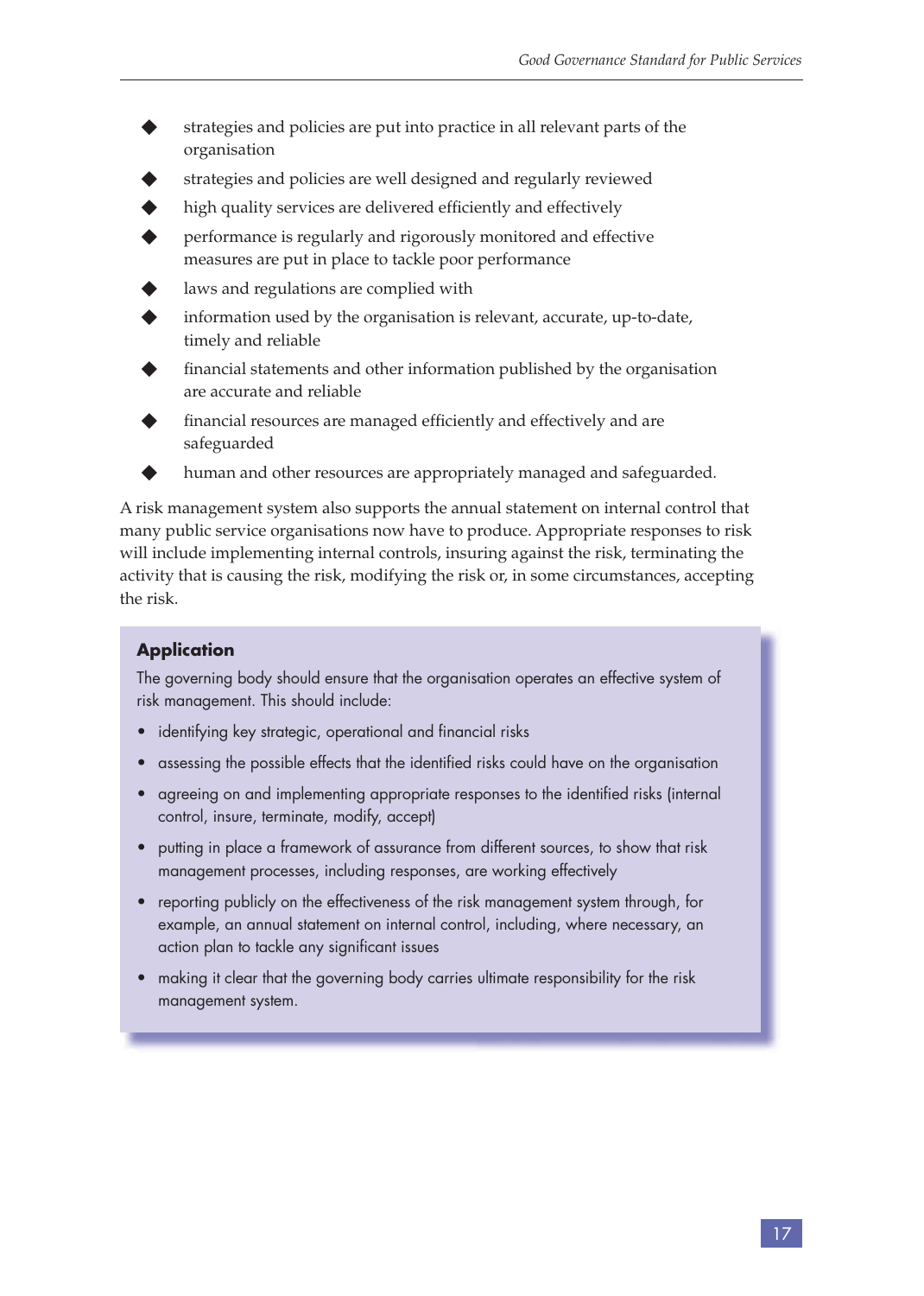- strategies and policies are put into practice in all relevant parts of the organisation
- strategies and policies are well designed and regularly reviewed
- high quality services are delivered efficiently and effectively
- performance is regularly and rigorously monitored and effective measures are put in place to tackle poor performance
- laws and regulations are complied with
- information used by the organisation is relevant, accurate, up-to-date, timely and reliable
- financial statements and other information published by the organisation are accurate and reliable
- financial resources are managed efficiently and effectively and are safeguarded
- human and other resources are appropriately managed and safeguarded.

A risk management system also supports the annual statement on internal control that many public service organisations now have to produce. Appropriate responses to risk will include implementing internal controls, insuring against the risk, terminating the activity that is causing the risk, modifying the risk or, in some circumstances, accepting the risk.

### Application

The governing body should ensure that the organisation operates an effective system of risk management. This should include:

- identifying key strategic, operational and financial risks
- assessing the possible effects that the identified risks could have on the organisation
- agreeing on and implementing appropriate responses to the identified risks (internal control, insure, terminate, modify, accept)
- putting in place a framework of assurance from different sources, to show that risk management processes, including responses, are working effectively
- reporting publicly on the effectiveness of the risk management system through, for example, an annual statement on internal control, including, where necessary, an action plan to tackle any significant issues
- making it clear that the governing body carries ultimate responsibility for the risk management system.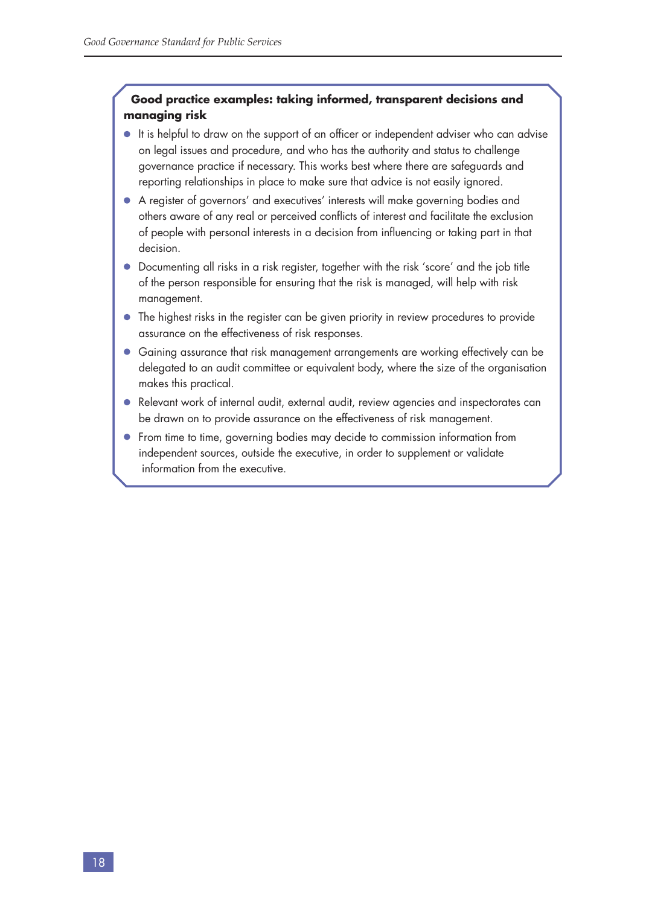**Good practice examples: taking informed, transparent decisions and managing risk**

- It is helpful to draw on the support of an officer or independent adviser who can advise on legal issues and procedure, and who has the authority and status to challenge governance practice if necessary. This works best where there are safeguards and reporting relationships in place to make sure that advice is not easily ignored.
- A register of governors' and executives' interests will make governing bodies and others aware of any real or perceived conflicts of interest and facilitate the exclusion of people with personal interests in a decision from influencing or taking part in that decision.
- Documenting all risks in a risk register, together with the risk 'score' and the job title of the person responsible for ensuring that the risk is managed, will help with risk management.
- The highest risks in the register can be given priority in review procedures to provide assurance on the effectiveness of risk responses.
- Gaining assurance that risk management arrangements are working effectively can be delegated to an audit committee or equivalent body, where the size of the organisation makes this practical.
- Relevant work of internal audit, external audit, review agencies and inspectorates can be drawn on to provide assurance on the effectiveness of risk management.
- From time to time, governing bodies may decide to commission information from independent sources, outside the executive, in order to supplement or validate information from the executive.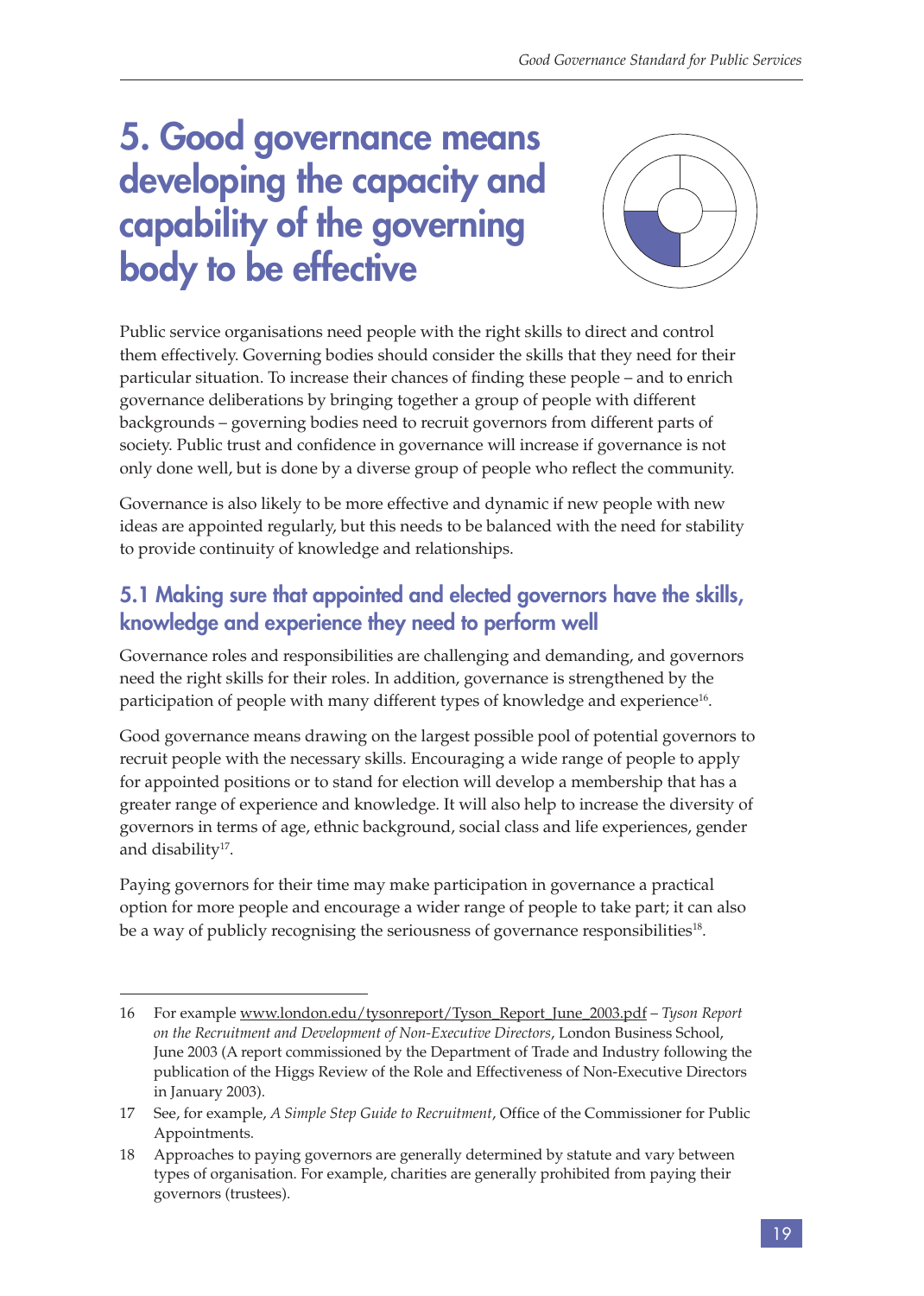# 5. Good governance means developing the capacity and capability of the governing body to be effective

Public service organisations need people with the right skills to direct and control them effectively. Governing bodies should consider the skills that they need for their particular situation. To increase their chances of finding these people – and to enrich governance deliberations by bringing together a group of people with different backgrounds – governing bodies need to recruit governors from different parts of society. Public trust and confidence in governance will increase if governance is not only done well, but is done by a diverse group of people who reflect the community.

Governance is also likely to be more effective and dynamic if new people with new ideas are appointed regularly, but this needs to be balanced with the need for stability to provide continuity of knowledge and relationships.

## 5.1 Making sure that appointed and elected governors have the skills, knowledge and experience they need to perform well

Governance roles and responsibilities are challenging and demanding, and governors need the right skills for their roles. In addition, governance is strengthened by the participation of people with many different types of knowledge and experience[16].

Good governance means drawing on the largest possible pool of potential governors to recruit people with the necessary skills. Encouraging a wide range of people to apply for appointed positions or to stand for election will develop a membership that has a greater range of experience and knowledge. It will also help to increase the diversity of governors in terms of age, ethnic background, social class and life experiences, gender and disability[17].

Paying governors for their time may make participation in governance a practical option for more people and encourage a wider range of people to take part; it can also be a way of publicly recognising the seriousness of governance responsibilities[18].

---

16 For example www.london.edu/tysonreport/Tyson_Report_June_2003.pdf – *Tyson Report on the Recruitment and Development of Non-Executive Directors*, London Business School, June 2003 (A report commissioned by the Department of Trade and Industry following the publication of the Higgs Review of the Role and Effectiveness of Non-Executive Directors in January 2003).

17 See, for example, *A Simple Step Guide to Recruitment*, Office of the Commissioner for Public Appointments.

18 Approaches to paying governors are generally determined by statute and vary between types of organisation. For example, charities are generally prohibited from paying their governors (trustees).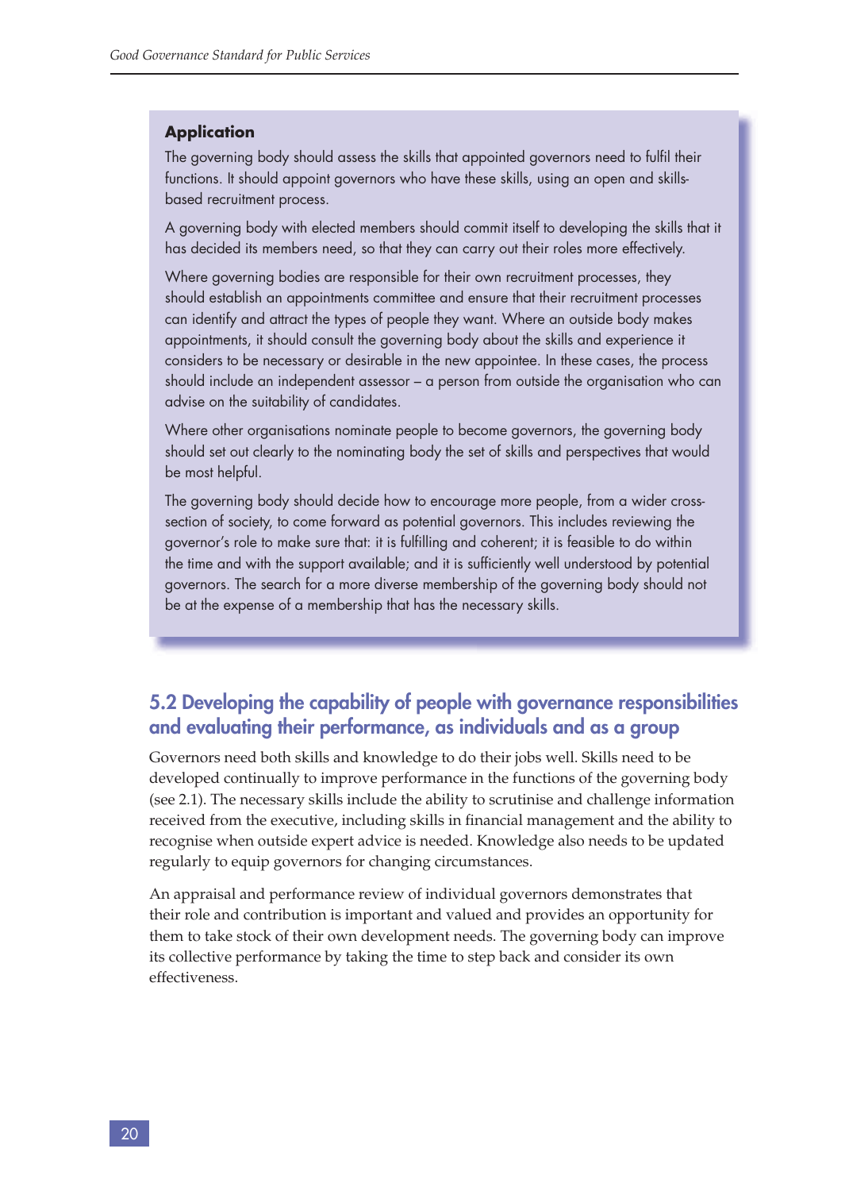**Application**

The governing body should assess the skills that appointed governors need to fulfil their functions. It should appoint governors who have these skills, using an open and skills-based recruitment process.

A governing body with elected members should commit itself to developing the skills that it has decided its members need, so that they can carry out their roles more effectively.

Where governing bodies are responsible for their own recruitment processes, they should establish an appointments committee and ensure that their recruitment processes can identify and attract the types of people they want. Where an outside body makes appointments, it should consult the governing body about the skills and experience it considers to be necessary or desirable in the new appointee. In these cases, the process should include an independent assessor – a person from outside the organisation who can advise on the suitability of candidates.

Where other organisations nominate people to become governors, the governing body should set out clearly to the nominating body the set of skills and perspectives that would be most helpful.

The governing body should decide how to encourage more people, from a wider cross-section of society, to come forward as potential governors. This includes reviewing the governor's role to make sure that: it is fulfilling and coherent; it is feasible to do within the time and with the support available; and it is sufficiently well understood by potential governors. The search for a more diverse membership of the governing body should not be at the expense of a membership that has the necessary skills.

## 5.2 Developing the capability of people with governance responsibilities and evaluating their performance, as individuals and as a group

Governors need both skills and knowledge to do their jobs well. Skills need to be developed continually to improve performance in the functions of the governing body (see 2.1). The necessary skills include the ability to scrutinise and challenge information received from the executive, including skills in financial management and the ability to recognise when outside expert advice is needed. Knowledge also needs to be updated regularly to equip governors for changing circumstances.

An appraisal and performance review of individual governors demonstrates that their role and contribution is important and valued and provides an opportunity for them to take stock of their own development needs. The governing body can improve its collective performance by taking the time to step back and consider its own effectiveness.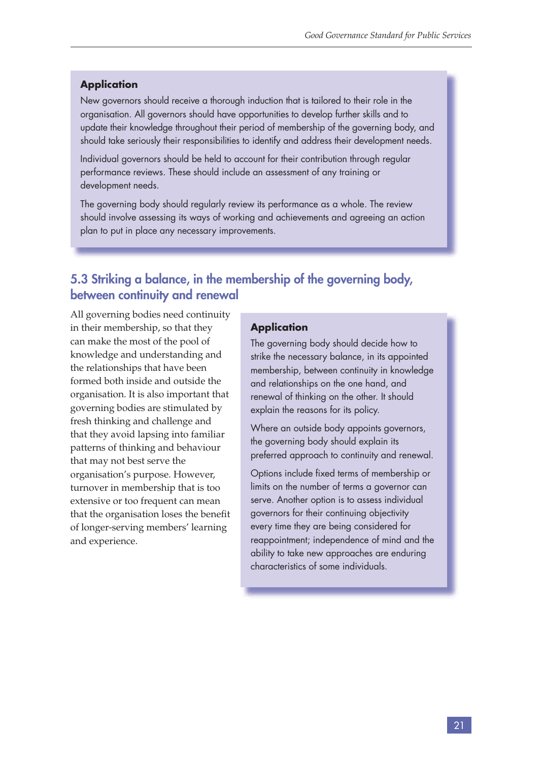### Application

New governors should receive a thorough induction that is tailored to their role in the organisation. All governors should have opportunities to develop further skills and to update their knowledge throughout their period of membership of the governing body, and should take seriously their responsibilities to identify and address their development needs.

Individual governors should be held to account for their contribution through regular performance reviews. These should include an assessment of any training or development needs.

The governing body should regularly review its performance as a whole. The review should involve assessing its ways of working and achievements and agreeing an action plan to put in place any necessary improvements.

## 5.3 Striking a balance, in the membership of the governing body, between continuity and renewal

All governing bodies need continuity in their membership, so that they can make the most of the pool of knowledge and understanding and the relationships that have been formed both inside and outside the organisation. It is also important that governing bodies are stimulated by fresh thinking and challenge and that they avoid lapsing into familiar patterns of thinking and behaviour that may not best serve the organisation's purpose. However, turnover in membership that is too extensive or too frequent can mean that the organisation loses the benefit of longer-serving members' learning and experience.

### Application

The governing body should decide how to strike the necessary balance, in its appointed membership, between continuity in knowledge and relationships on the one hand, and renewal of thinking on the other. It should explain the reasons for its policy.

Where an outside body appoints governors, the governing body should explain its preferred approach to continuity and renewal.

Options include fixed terms of membership or limits on the number of terms a governor can serve. Another option is to assess individual governors for their continuing objectivity every time they are being considered for reappointment; independence of mind and the ability to take new approaches are enduring characteristics of some individuals.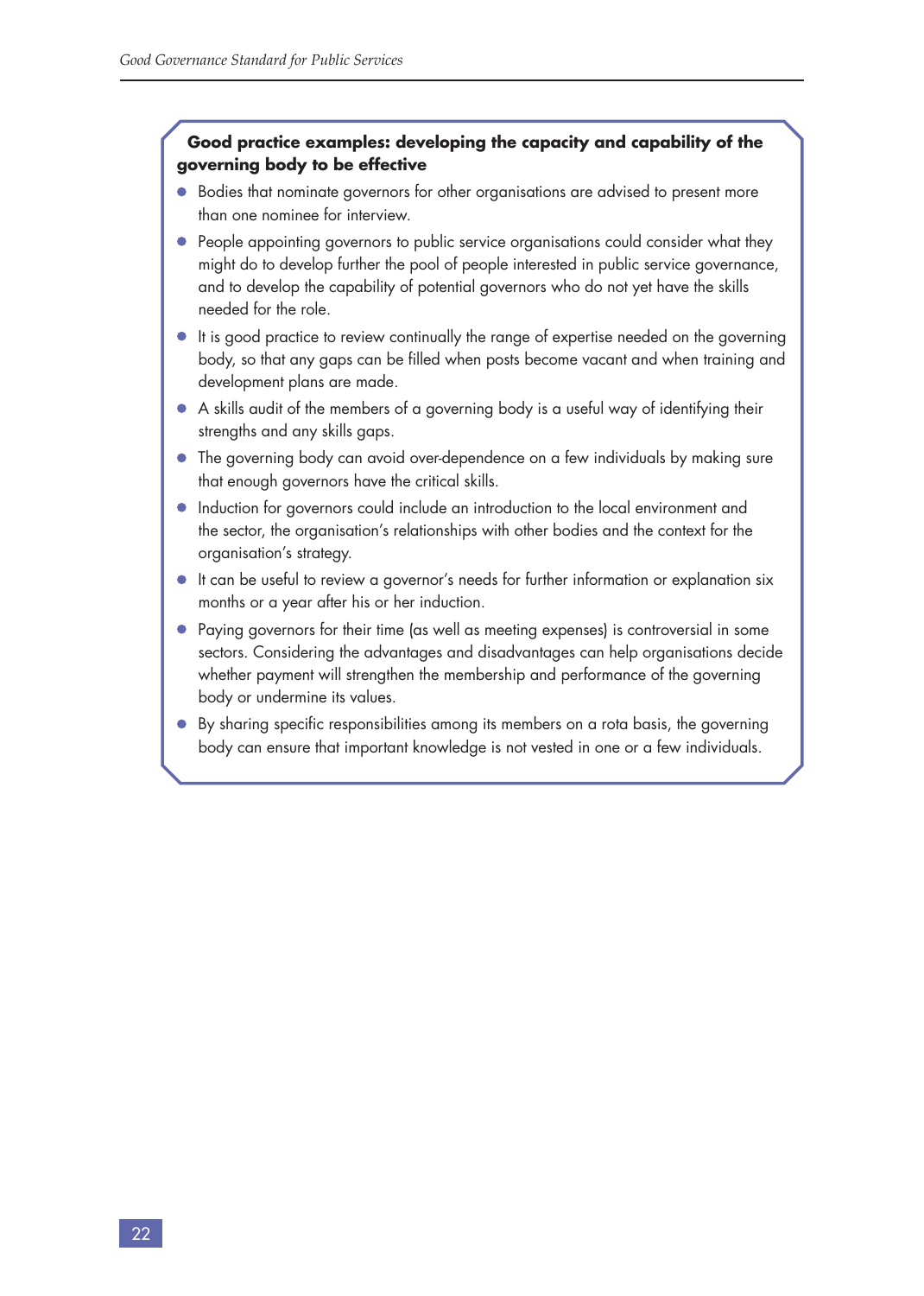**Good practice examples: developing the capacity and capability of the governing body to be effective**

- Bodies that nominate governors for other organisations are advised to present more than one nominee for interview.
- People appointing governors to public service organisations could consider what they might do to develop further the pool of people interested in public service governance, and to develop the capability of potential governors who do not yet have the skills needed for the role.
- It is good practice to review continually the range of expertise needed on the governing body, so that any gaps can be filled when posts become vacant and when training and development plans are made.
- A skills audit of the members of a governing body is a useful way of identifying their strengths and any skills gaps.
- The governing body can avoid over-dependence on a few individuals by making sure that enough governors have the critical skills.
- Induction for governors could include an introduction to the local environment and the sector, the organisation's relationships with other bodies and the context for the organisation's strategy.
- It can be useful to review a governor's needs for further information or explanation six months or a year after his or her induction.
- Paying governors for their time (as well as meeting expenses) is controversial in some sectors. Considering the advantages and disadvantages can help organisations decide whether payment will strengthen the membership and performance of the governing body or undermine its values.
- By sharing specific responsibilities among its members on a rota basis, the governing body can ensure that important knowledge is not vested in one or a few individuals.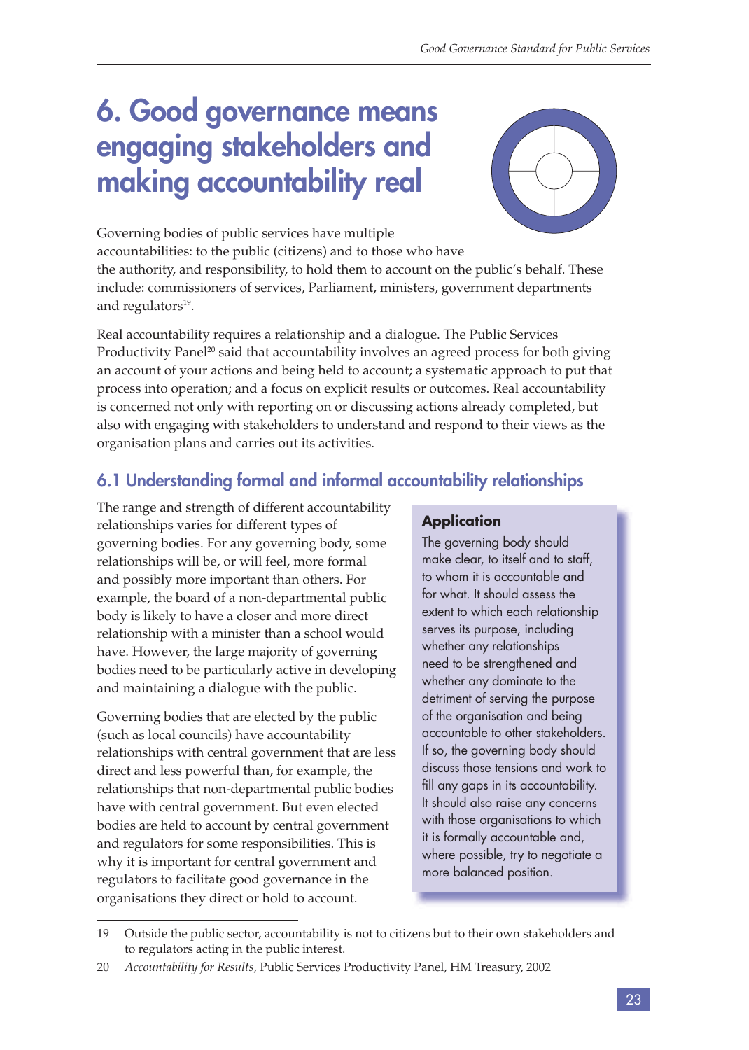# 6. Good governance means engaging stakeholders and making accountability real

Governing bodies of public services have multiple accountabilities: to the public (citizens) and to those who have the authority, and responsibility, to hold them to account on the public's behalf. These include: commissioners of services, Parliament, ministers, government departments and regulators[19].

Real accountability requires a relationship and a dialogue. The Public Services Productivity Panel[20] said that accountability involves an agreed process for both giving an account of your actions and being held to account; a systematic approach to put that process into operation; and a focus on explicit results or outcomes. Real accountability is concerned not only with reporting on or discussing actions already completed, but also with engaging with stakeholders to understand and respond to their views as the organisation plans and carries out its activities.

## 6.1 Understanding formal and informal accountability relationships

The range and strength of different accountability relationships varies for different types of governing bodies. For any governing body, some relationships will be, or will feel, more formal and possibly more important than others. For example, the board of a non-departmental public body is likely to have a closer and more direct relationship with a minister than a school would have. However, the large majority of governing bodies need to be particularly active in developing and maintaining a dialogue with the public.

Governing bodies that are elected by the public (such as local councils) have accountability relationships with central government that are less direct and less powerful than, for example, the relationships that non-departmental public bodies have with central government. But even elected bodies are held to account by central government and regulators for some responsibilities. This is why it is important for central government and regulators to facilitate good governance in the organisations they direct or hold to account.

**Application**

The governing body should make clear, to itself and to staff, to whom it is accountable and for what. It should assess the extent to which each relationship serves its purpose, including whether any relationships need to be strengthened and whether any dominate to the detriment of serving the purpose of the organisation and being accountable to other stakeholders. If so, the governing body should discuss those tensions and work to fill any gaps in its accountability. It should also raise any concerns with those organisations to which it is formally accountable and, where possible, try to negotiate a more balanced position.

19 Outside the public sector, accountability is not to citizens but to their own stakeholders and to regulators acting in the public interest.

20 *Accountability for Results*, Public Services Productivity Panel, HM Treasury, 2002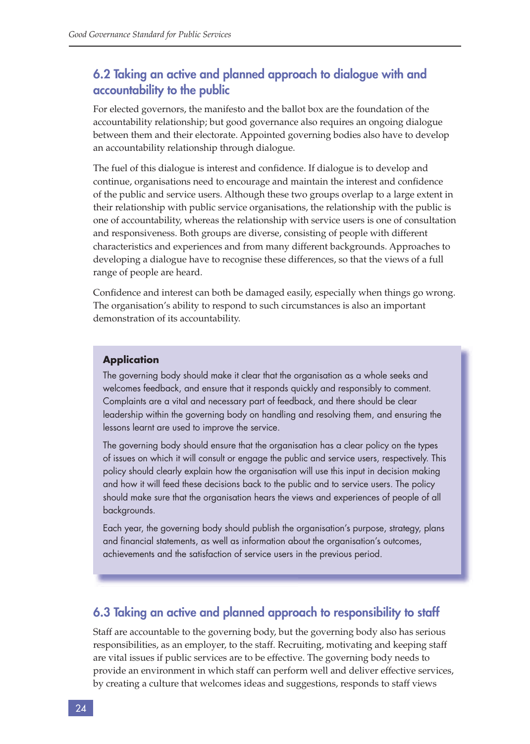## 6.2 Taking an active and planned approach to dialogue with and accountability to the public

For elected governors, the manifesto and the ballot box are the foundation of the accountability relationship; but good governance also requires an ongoing dialogue between them and their electorate. Appointed governing bodies also have to develop an accountability relationship through dialogue.

The fuel of this dialogue is interest and confidence. If dialogue is to develop and continue, organisations need to encourage and maintain the interest and confidence of the public and service users. Although these two groups overlap to a large extent in their relationship with public service organisations, the relationship with the public is one of accountability, whereas the relationship with service users is one of consultation and responsiveness. Both groups are diverse, consisting of people with different characteristics and experiences and from many different backgrounds. Approaches to developing a dialogue have to recognise these differences, so that the views of a full range of people are heard.

Confidence and interest can both be damaged easily, especially when things go wrong. The organisation's ability to respond to such circumstances is also an important demonstration of its accountability.

**Application**

The governing body should make it clear that the organisation as a whole seeks and welcomes feedback, and ensure that it responds quickly and responsibly to comment. Complaints are a vital and necessary part of feedback, and there should be clear leadership within the governing body on handling and resolving them, and ensuring the lessons learnt are used to improve the service.

The governing body should ensure that the organisation has a clear policy on the types of issues on which it will consult or engage the public and service users, respectively. This policy should clearly explain how the organisation will use this input in decision making and how it will feed these decisions back to the public and to service users. The policy should make sure that the organisation hears the views and experiences of people of all backgrounds.

Each year, the governing body should publish the organisation's purpose, strategy, plans and financial statements, as well as information about the organisation's outcomes, achievements and the satisfaction of service users in the previous period.

## 6.3 Taking an active and planned approach to responsibility to staff

Staff are accountable to the governing body, but the governing body also has serious responsibilities, as an employer, to the staff. Recruiting, motivating and keeping staff are vital issues if public services are to be effective. The governing body needs to provide an environment in which staff can perform well and deliver effective services, by creating a culture that welcomes ideas and suggestions, responds to staff views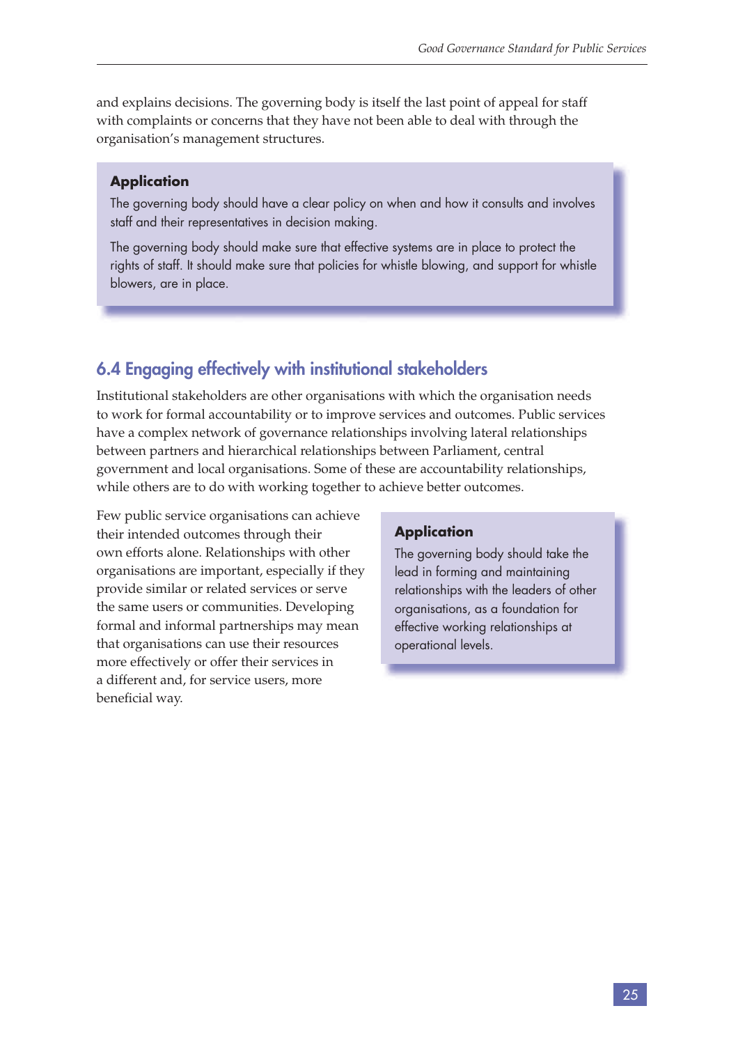and explains decisions. The governing body is itself the last point of appeal for staff with complaints or concerns that they have not been able to deal with through the organisation's management structures.

> **Application**
>
> The governing body should have a clear policy on when and how it consults and involves staff and their representatives in decision making.
>
> The governing body should make sure that effective systems are in place to protect the rights of staff. It should make sure that policies for whistle blowing, and support for whistle blowers, are in place.

## 6.4 Engaging effectively with institutional stakeholders

Institutional stakeholders are other organisations with which the organisation needs to work for formal accountability or to improve services and outcomes. Public services have a complex network of governance relationships involving lateral relationships between partners and hierarchical relationships between Parliament, central government and local organisations. Some of these are accountability relationships, while others are to do with working together to achieve better outcomes.

Few public service organisations can achieve their intended outcomes through their own efforts alone. Relationships with other organisations are important, especially if they provide similar or related services or serve the same users or communities. Developing formal and informal partnerships may mean that organisations can use their resources more effectively or offer their services in a different and, for service users, more beneficial way.

> **Application**
>
> The governing body should take the lead in forming and maintaining relationships with the leaders of other organisations, as a foundation for effective working relationships at operational levels.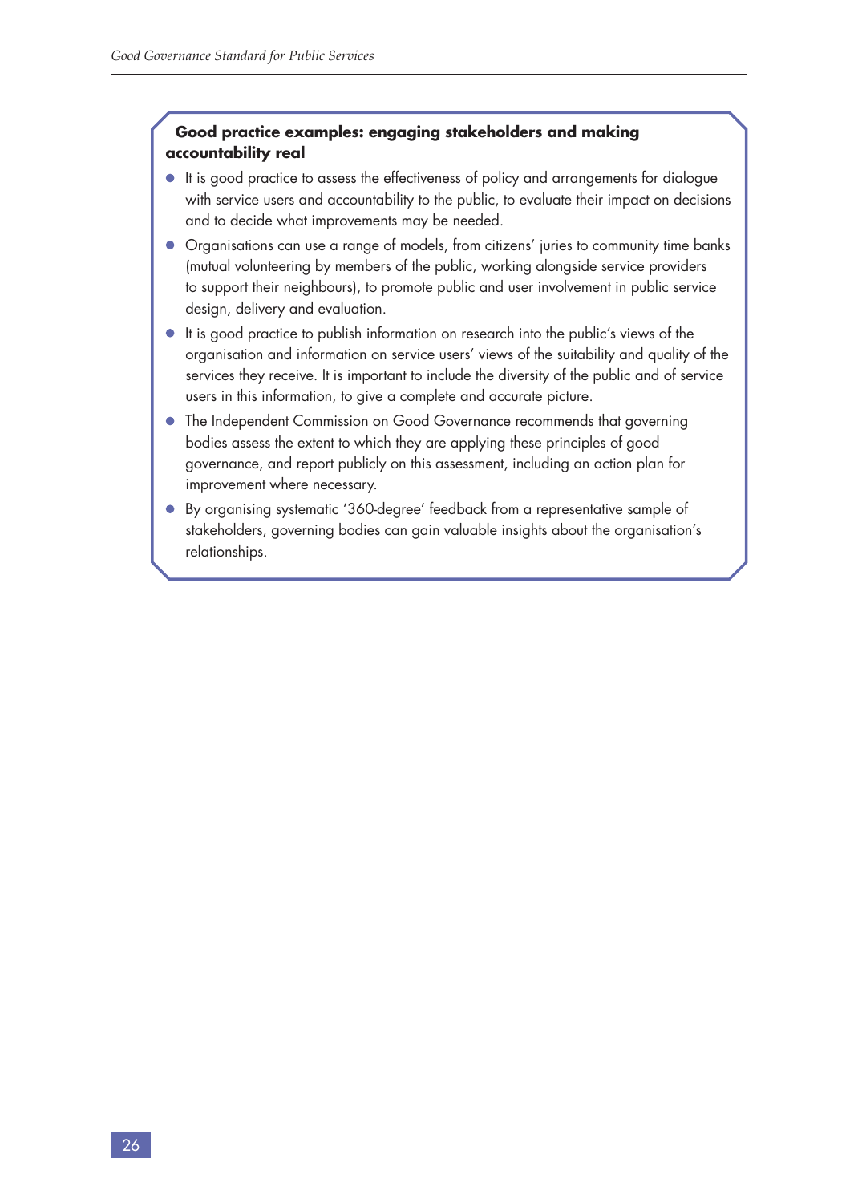### Good practice examples: engaging stakeholders and making accountability real

- It is good practice to assess the effectiveness of policy and arrangements for dialogue with service users and accountability to the public, to evaluate their impact on decisions and to decide what improvements may be needed.
- Organisations can use a range of models, from citizens' juries to community time banks (mutual volunteering by members of the public, working alongside service providers to support their neighbours), to promote public and user involvement in public service design, delivery and evaluation.
- It is good practice to publish information on research into the public's views of the organisation and information on service users' views of the suitability and quality of the services they receive. It is important to include the diversity of the public and of service users in this information, to give a complete and accurate picture.
- The Independent Commission on Good Governance recommends that governing bodies assess the extent to which they are applying these principles of good governance, and report publicly on this assessment, including an action plan for improvement where necessary.
- By organising systematic '360-degree' feedback from a representative sample of stakeholders, governing bodies can gain valuable insights about the organisation's relationships.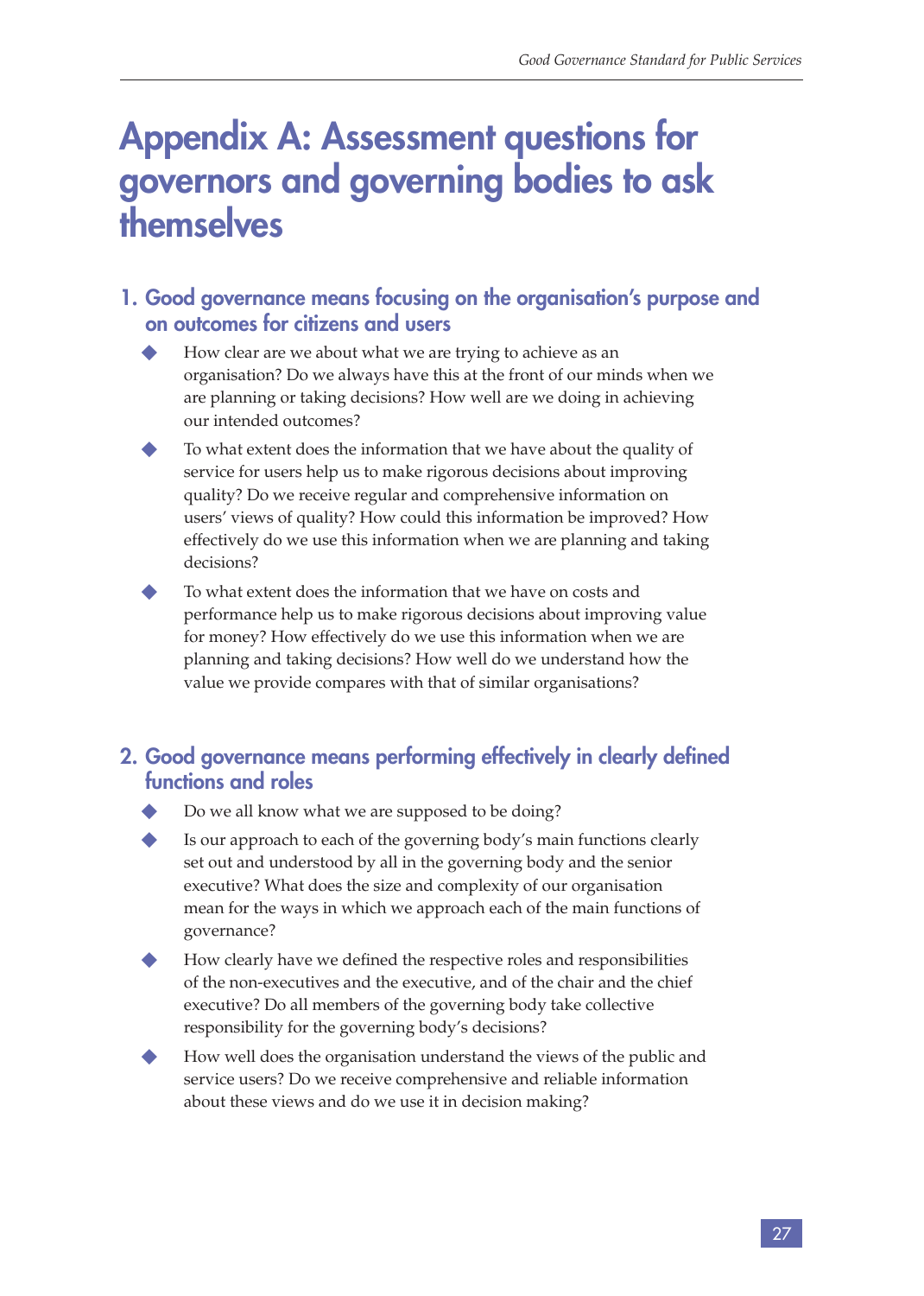# Appendix A: Assessment questions for governors and governing bodies to ask themselves

## 1. Good governance means focusing on the organisation's purpose and on outcomes for citizens and users

- How clear are we about what we are trying to achieve as an organisation? Do we always have this at the front of our minds when we are planning or taking decisions? How well are we doing in achieving our intended outcomes?
- To what extent does the information that we have about the quality of service for users help us to make rigorous decisions about improving quality? Do we receive regular and comprehensive information on users' views of quality? How could this information be improved? How effectively do we use this information when we are planning and taking decisions?
- To what extent does the information that we have on costs and performance help us to make rigorous decisions about improving value for money? How effectively do we use this information when we are planning and taking decisions? How well do we understand how the value we provide compares with that of similar organisations?

## 2. Good governance means performing effectively in clearly defined functions and roles

- Do we all know what we are supposed to be doing?
- Is our approach to each of the governing body's main functions clearly set out and understood by all in the governing body and the senior executive? What does the size and complexity of our organisation mean for the ways in which we approach each of the main functions of governance?
- How clearly have we defined the respective roles and responsibilities of the non-executives and the executive, and of the chair and the chief executive? Do all members of the governing body take collective responsibility for the governing body's decisions?
- How well does the organisation understand the views of the public and service users? Do we receive comprehensive and reliable information about these views and do we use it in decision making?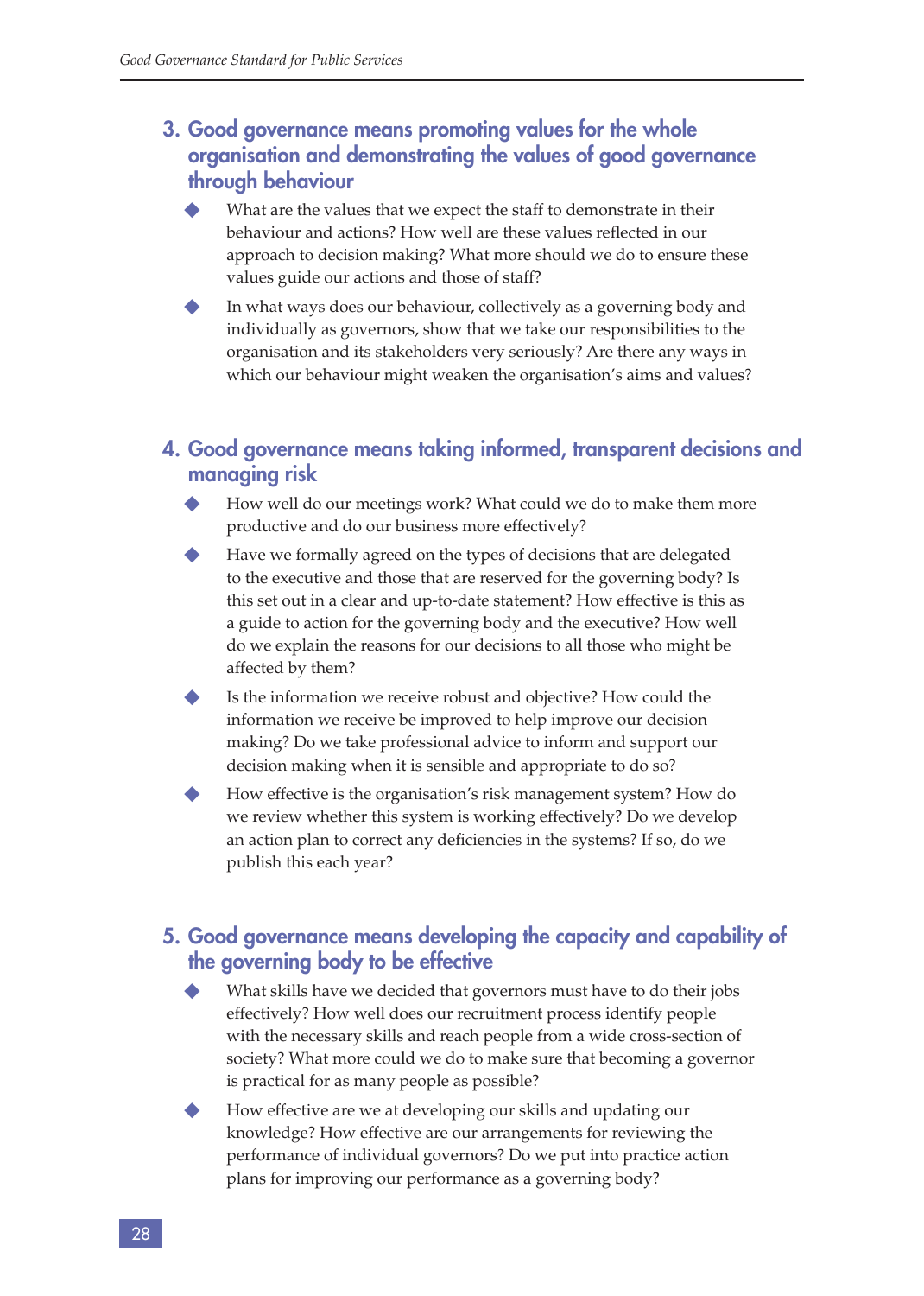## 3. Good governance means promoting values for the whole organisation and demonstrating the values of good governance through behaviour

- What are the values that we expect the staff to demonstrate in their behaviour and actions? How well are these values reflected in our approach to decision making? What more should we do to ensure these values guide our actions and those of staff?
- In what ways does our behaviour, collectively as a governing body and individually as governors, show that we take our responsibilities to the organisation and its stakeholders very seriously? Are there any ways in which our behaviour might weaken the organisation's aims and values?

## 4. Good governance means taking informed, transparent decisions and managing risk

- How well do our meetings work? What could we do to make them more productive and do our business more effectively?
- Have we formally agreed on the types of decisions that are delegated to the executive and those that are reserved for the governing body? Is this set out in a clear and up-to-date statement? How effective is this as a guide to action for the governing body and the executive? How well do we explain the reasons for our decisions to all those who might be affected by them?
- Is the information we receive robust and objective? How could the information we receive be improved to help improve our decision making? Do we take professional advice to inform and support our decision making when it is sensible and appropriate to do so?
- How effective is the organisation's risk management system? How do we review whether this system is working effectively? Do we develop an action plan to correct any deficiencies in the systems? If so, do we publish this each year?

## 5. Good governance means developing the capacity and capability of the governing body to be effective

- What skills have we decided that governors must have to do their jobs effectively? How well does our recruitment process identify people with the necessary skills and reach people from a wide cross-section of society? What more could we do to make sure that becoming a governor is practical for as many people as possible?
- How effective are we at developing our skills and updating our knowledge? How effective are our arrangements for reviewing the performance of individual governors? Do we put into practice action plans for improving our performance as a governing body?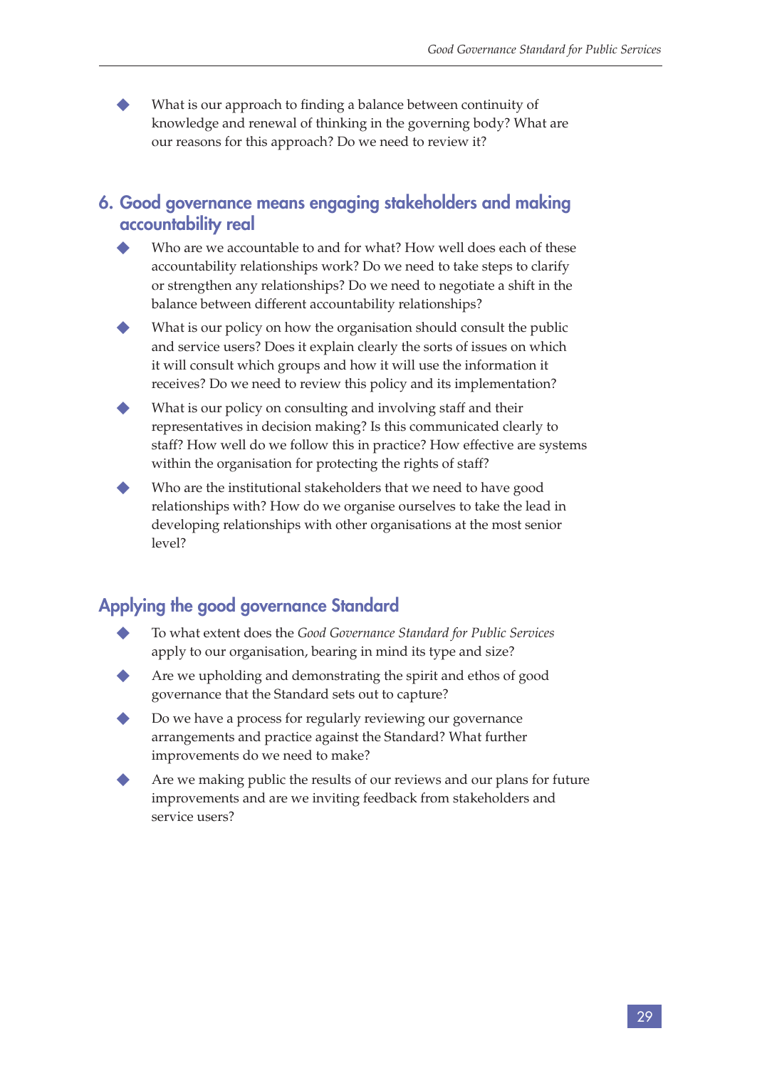- What is our approach to finding a balance between continuity of knowledge and renewal of thinking in the governing body? What are our reasons for this approach? Do we need to review it?

## 6. Good governance means engaging stakeholders and making accountability real

- Who are we accountable to and for what? How well does each of these accountability relationships work? Do we need to take steps to clarify or strengthen any relationships? Do we need to negotiate a shift in the balance between different accountability relationships?
- What is our policy on how the organisation should consult the public and service users? Does it explain clearly the sorts of issues on which it will consult which groups and how it will use the information it receives? Do we need to review this policy and its implementation?
- What is our policy on consulting and involving staff and their representatives in decision making? Is this communicated clearly to staff? How well do we follow this in practice? How effective are systems within the organisation for protecting the rights of staff?
- Who are the institutional stakeholders that we need to have good relationships with? How do we organise ourselves to take the lead in developing relationships with other organisations at the most senior level?

## Applying the good governance Standard

- To what extent does the *Good Governance Standard for Public Services* apply to our organisation, bearing in mind its type and size?
- Are we upholding and demonstrating the spirit and ethos of good governance that the Standard sets out to capture?
- Do we have a process for regularly reviewing our governance arrangements and practice against the Standard? What further improvements do we need to make?
- Are we making public the results of our reviews and our plans for future improvements and are we inviting feedback from stakeholders and service users?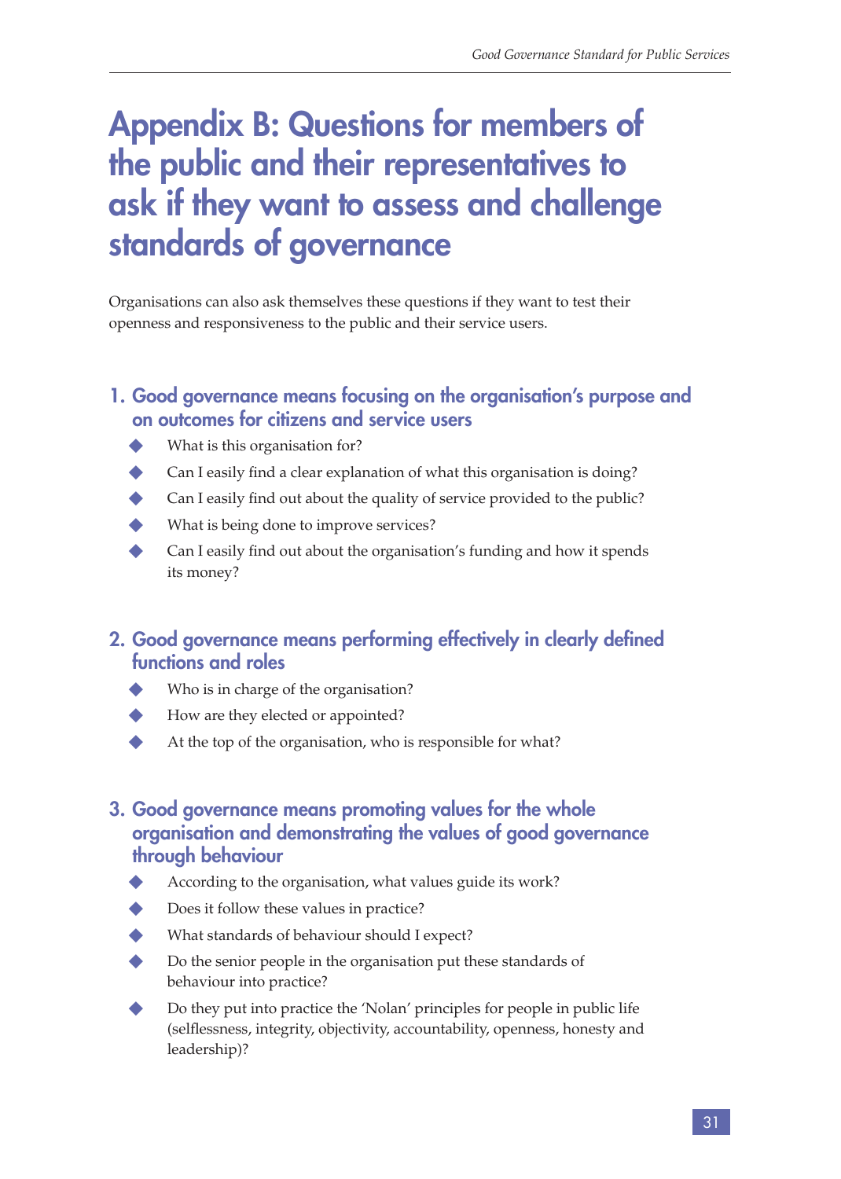# Appendix B: Questions for members of the public and their representatives to ask if they want to assess and challenge standards of governance

Organisations can also ask themselves these questions if they want to test their openness and responsiveness to the public and their service users.

## 1. Good governance means focusing on the organisation's purpose and on outcomes for citizens and service users

- What is this organisation for?
- Can I easily find a clear explanation of what this organisation is doing?
- Can I easily find out about the quality of service provided to the public?
- What is being done to improve services?
- Can I easily find out about the organisation's funding and how it spends its money?

## 2. Good governance means performing effectively in clearly defined functions and roles

- Who is in charge of the organisation?
- How are they elected or appointed?
- At the top of the organisation, who is responsible for what?

## 3. Good governance means promoting values for the whole organisation and demonstrating the values of good governance through behaviour

- According to the organisation, what values guide its work?
- Does it follow these values in practice?
- What standards of behaviour should I expect?
- Do the senior people in the organisation put these standards of behaviour into practice?
- Do they put into practice the 'Nolan' principles for people in public life (selflessness, integrity, objectivity, accountability, openness, honesty and leadership)?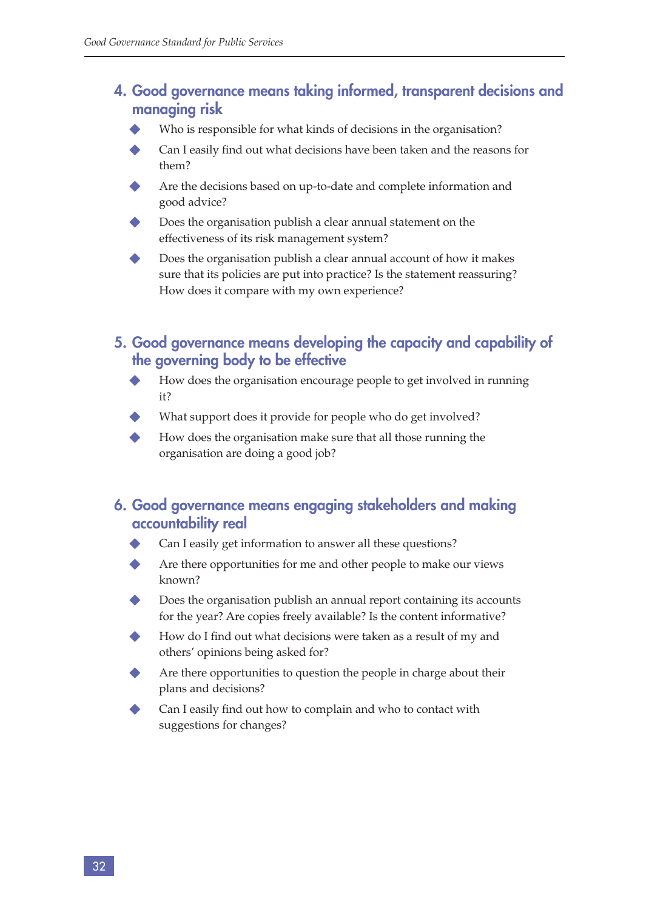## 4. Good governance means taking informed, transparent decisions and managing risk

- Who is responsible for what kinds of decisions in the organisation?
- Can I easily find out what decisions have been taken and the reasons for them?
- Are the decisions based on up-to-date and complete information and good advice?
- Does the organisation publish a clear annual statement on the effectiveness of its risk management system?
- Does the organisation publish a clear annual account of how it makes sure that its policies are put into practice? Is the statement reassuring? How does it compare with my own experience?

## 5. Good governance means developing the capacity and capability of the governing body to be effective

- How does the organisation encourage people to get involved in running it?
- What support does it provide for people who do get involved?
- How does the organisation make sure that all those running the organisation are doing a good job?

## 6. Good governance means engaging stakeholders and making accountability real

- Can I easily get information to answer all these questions?
- Are there opportunities for me and other people to make our views known?
- Does the organisation publish an annual report containing its accounts for the year? Are copies freely available? Is the content informative?
- How do I find out what decisions were taken as a result of my and others' opinions being asked for?
- Are there opportunities to question the people in charge about their plans and decisions?
- Can I easily find out how to complain and who to contact with suggestions for changes?